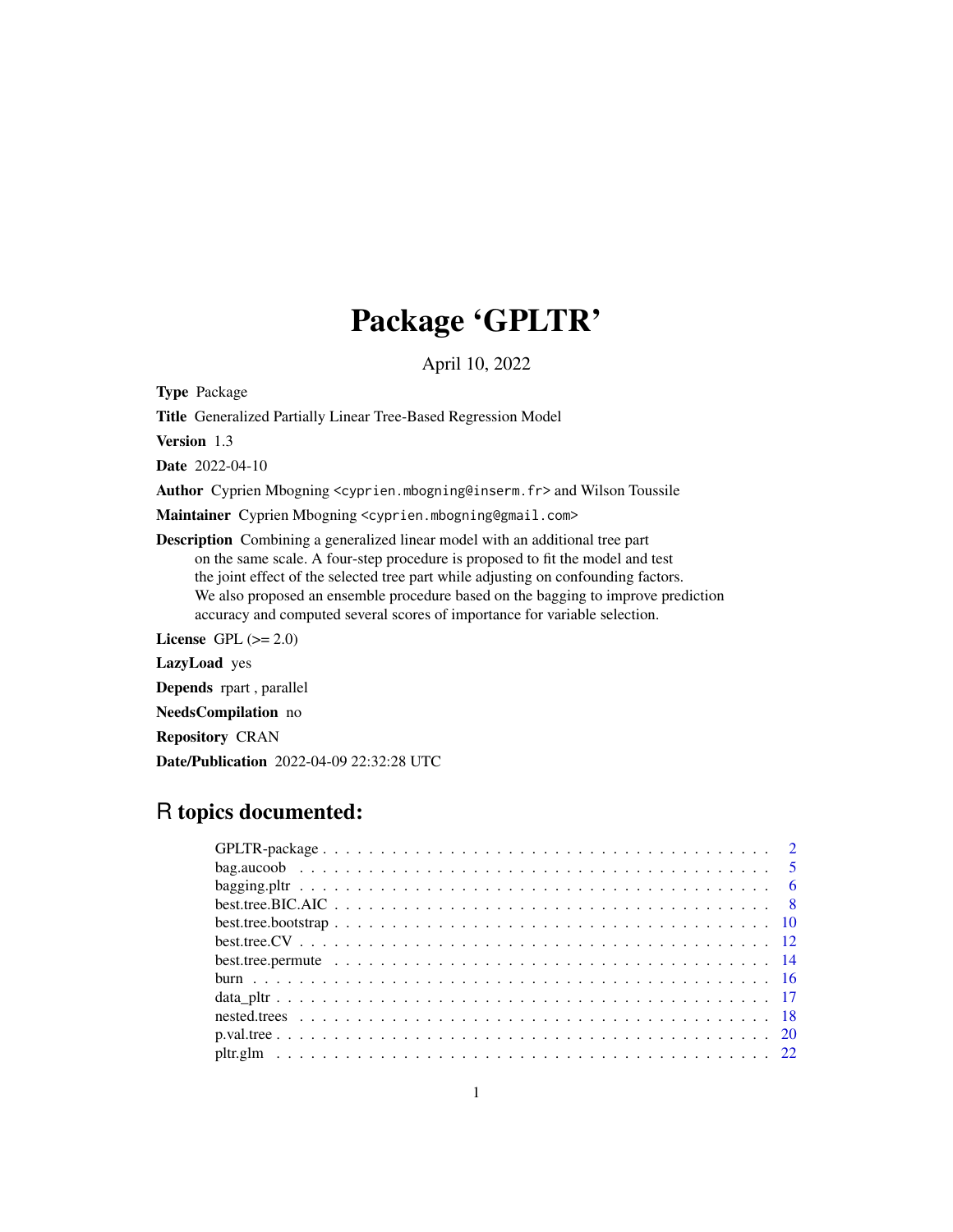# Package 'GPLTR'

April 10, 2022

**Type** Package

**Title** Generalized Partially Linear Tree-Based Regression Model

**Version** 1.3

**Date** 2022-04-10

**Author** Cyprien Mbogning <cyprien.mbogning@inserm.fr> and Wilson Toussile

**Maintainer** Cyprien Mbogning <cyprien.mbogning@gmail.com>

**Description** Combining a generalized linear model with an additional tree part on the same scale. A four-step procedure is proposed to fit the model and test the joint effect of the selected tree part while adjusting on confounding factors. We also proposed an ensemble procedure based on the bagging to improve prediction accuracy and computed several scores of importance for variable selection.

**License** GPL (>= 2.0)

**LazyLoad** yes

**Depends** rpart , parallel

**NeedsCompilation** no

**Repository** CRAN

**Date/Publication** 2022-04-09 22:32:28 UTC

## R topics documented:

| | |
|---|---|
| GPLTR-package | 2 |
| bag.aucoob | 5 |
| bagging.pltr | 6 |
| best.tree.BIC.AIC | 8 |
| best.tree.bootstrap | 10 |
| best.tree.CV | 12 |
| best.tree.permute | 14 |
| burn | 16 |
| data_pltr | 17 |
| nested.trees | 18 |
| p.val.tree | 20 |
| pltr.glm | 22 |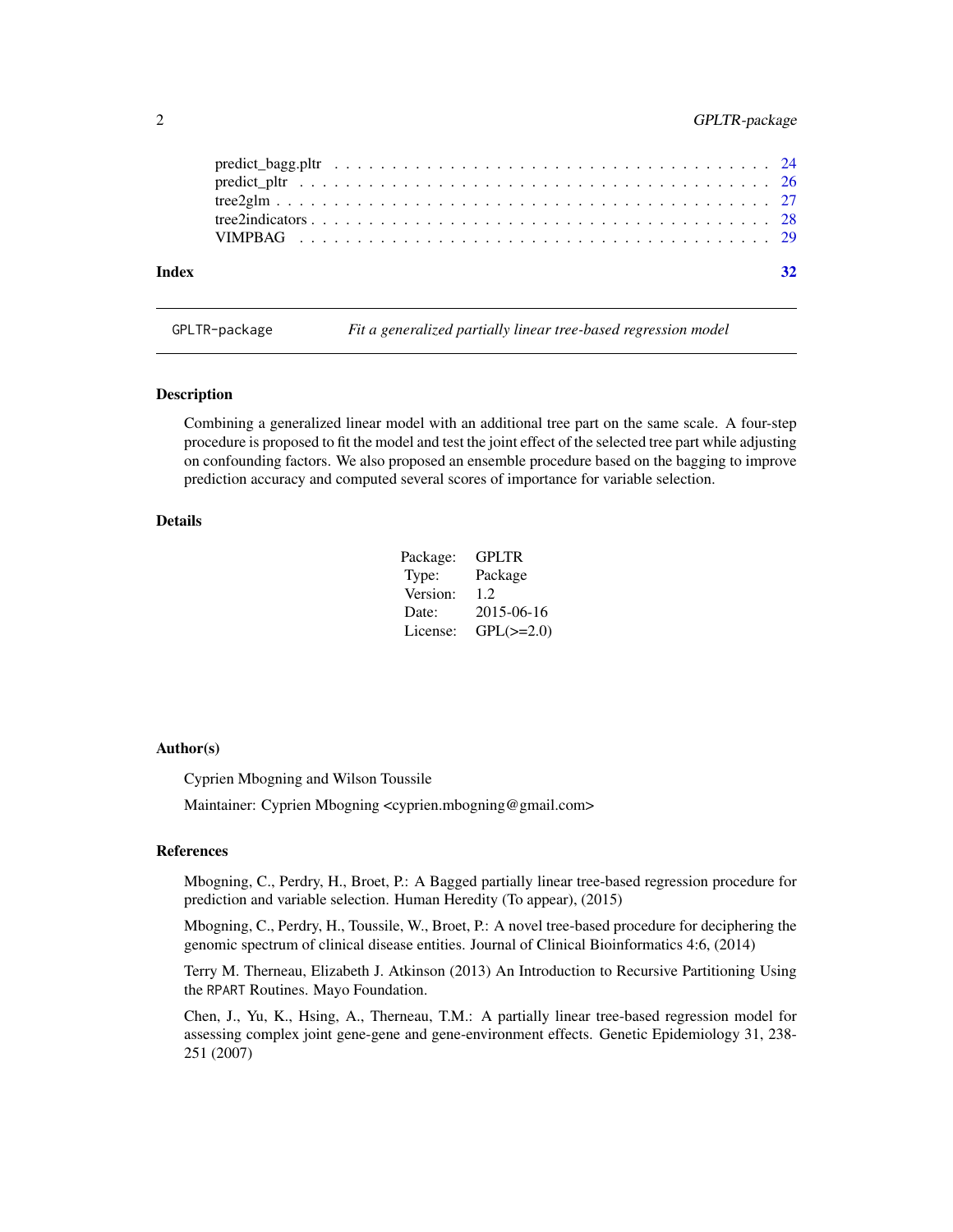predict_bagg.pltr . . . . . . . . . . . . . . . . . . . . . . . . . . . . . . . . . . . . 24
predict_pltr . . . . . . . . . . . . . . . . . . . . . . . . . . . . . . . . . . . . . . . 26
tree2glm . . . . . . . . . . . . . . . . . . . . . . . . . . . . . . . . . . . . . . . . . . 27
tree2indicators . . . . . . . . . . . . . . . . . . . . . . . . . . . . . . . . . . . . . . 28
VIMPBAG . . . . . . . . . . . . . . . . . . . . . . . . . . . . . . . . . . . . . . . . . . 29

**Index** **32**

---

GPLTR-package *Fit a generalized partially linear tree-based regression model*

---

## Description

Combining a generalized linear model with an additional tree part on the same scale. A four-step procedure is proposed to fit the model and test the joint effect of the selected tree part while adjusting on confounding factors. We also proposed an ensemble procedure based on the bagging to improve prediction accuracy and computed several scores of importance for variable selection.

## Details

| | |
|---|---|
| Package: | GPLTR |
| Type: | Package |
| Version: | 1.2 |
| Date: | 2015-06-16 |
| License: | GPL(>=2.0) |

## Author(s)

Cyprien Mbogning and Wilson Toussile

Maintainer: Cyprien Mbogning <cyprien.mbogning@gmail.com>

## References

Mbogning, C., Perdry, H., Broet, P.: A Bagged partially linear tree-based regression procedure for prediction and variable selection. Human Heredity (To appear), (2015)

Mbogning, C., Perdry, H., Toussile, W., Broet, P.: A novel tree-based procedure for deciphering the genomic spectrum of clinical disease entities. Journal of Clinical Bioinformatics 4:6, (2014)

Terry M. Therneau, Elizabeth J. Atkinson (2013) An Introduction to Recursive Partitioning Using the RPART Routines. Mayo Foundation.

Chen, J., Yu, K., Hsing, A., Therneau, T.M.: A partially linear tree-based regression model for assessing complex joint gene-gene and gene-environment effects. Genetic Epidemiology 31, 238-251 (2007)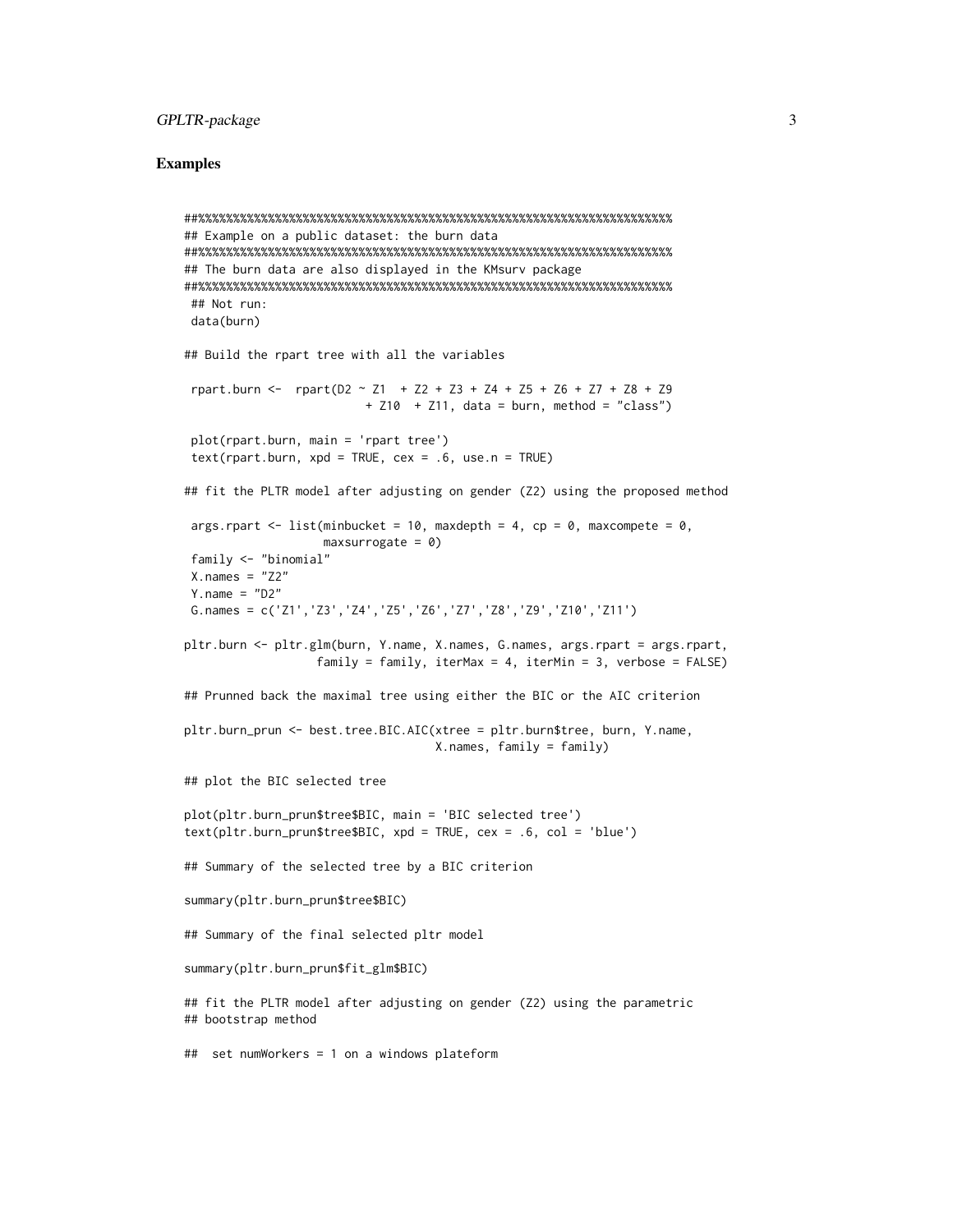### Examples

```
##%%%%%%%%%%%%%%%%%%%%%%%%%%%%%%%%%%%%%%%%%%%%%%%%%%%%%%%%%%%%%%%%%%%%%%%%%%%%
## Example on a public dataset: the burn data
##%%%%%%%%%%%%%%%%%%%%%%%%%%%%%%%%%%%%%%%%%%%%%%%%%%%%%%%%%%%%%%%%%%%%%%%%%%%%
## The burn data are also displayed in the KMsurv package
##%%%%%%%%%%%%%%%%%%%%%%%%%%%%%%%%%%%%%%%%%%%%%%%%%%%%%%%%%%%%%%%%%%%%%%%%%%%%
 ## Not run:
 data(burn)

## Build the rpart tree with all the variables

 rpart.burn <-  rpart(D2 ~ Z1  + Z2 + Z3 + Z4 + Z5 + Z6 + Z7 + Z8 + Z9
                         + Z10  + Z11, data = burn, method = "class")

 plot(rpart.burn, main = 'rpart tree')
 text(rpart.burn, xpd = TRUE, cex = .6, use.n = TRUE)

## fit the PLTR model after adjusting on gender (Z2) using the proposed method

 args.rpart <- list(minbucket = 10, maxdepth = 4, cp = 0, maxcompete = 0,
                    maxsurrogate = 0)
 family <- "binomial"
 X.names = "Z2"
 Y.name = "D2"
 G.names = c('Z1','Z3','Z4','Z5','Z6','Z7','Z8','Z9','Z10','Z11')

pltr.burn <- pltr.glm(burn, Y.name, X.names, G.names, args.rpart = args.rpart,
                   family = family, iterMax = 4, iterMin = 3, verbose = FALSE)

## Prunned back the maximal tree using either the BIC or the AIC criterion

pltr.burn_prun <- best.tree.BIC.AIC(xtree = pltr.burn$tree, burn, Y.name,
                                    X.names, family = family)

## plot the BIC selected tree

plot(pltr.burn_prun$tree$BIC, main = 'BIC selected tree')
text(pltr.burn_prun$tree$BIC, xpd = TRUE, cex = .6, col = 'blue')

## Summary of the selected tree by a BIC criterion

summary(pltr.burn_prun$tree$BIC)

## Summary of the final selected pltr model

summary(pltr.burn_prun$fit_glm$BIC)

## fit the PLTR model after adjusting on gender (Z2) using the parametric
## bootstrap method

##  set numWorkers = 1 on a windows plateform
```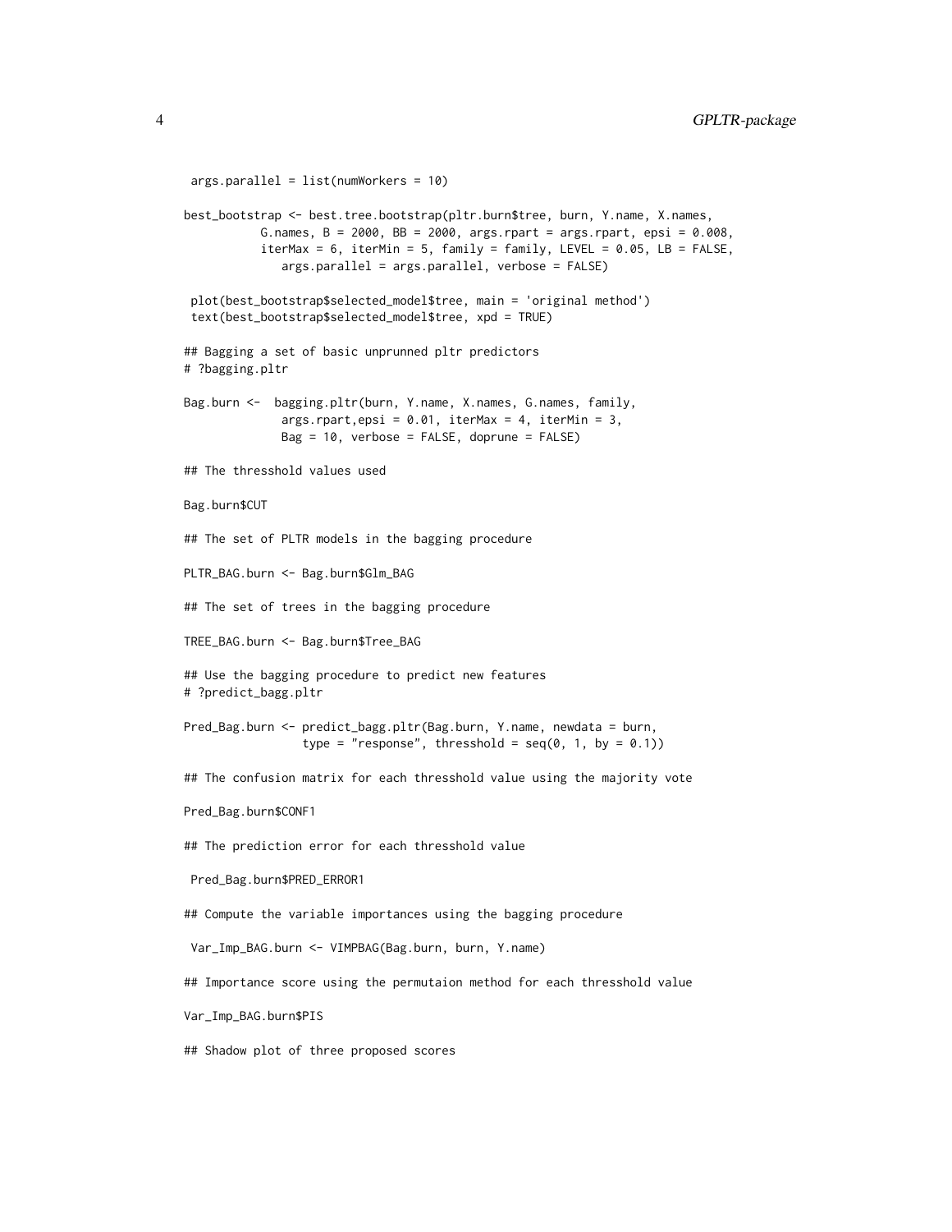```
 args.parallel = list(numWorkers = 10)

best_bootstrap <- best.tree.bootstrap(pltr.burn$tree, burn, Y.name, X.names,
           G.names, B = 2000, BB = 2000, args.rpart = args.rpart, epsi = 0.008,
           iterMax = 6, iterMin = 5, family = family, LEVEL = 0.05, LB = FALSE,
              args.parallel = args.parallel, verbose = FALSE)

 plot(best_bootstrap$selected_model$tree, main = 'original method')
 text(best_bootstrap$selected_model$tree, xpd = TRUE)

## Bagging a set of basic unprunned pltr predictors
# ?bagging.pltr

Bag.burn <-  bagging.pltr(burn, Y.name, X.names, G.names, family,
              args.rpart,epsi = 0.01, iterMax = 4, iterMin = 3,
              Bag = 10, verbose = FALSE, doprune = FALSE)

## The thresshold values used

Bag.burn$CUT

## The set of PLTR models in the bagging procedure

PLTR_BAG.burn <- Bag.burn$Glm_BAG

## The set of trees in the bagging procedure

TREE_BAG.burn <- Bag.burn$Tree_BAG

## Use the bagging procedure to predict new features
# ?predict_bagg.pltr

Pred_Bag.burn <- predict_bagg.pltr(Bag.burn, Y.name, newdata = burn,
                 type = "response", thresshold = seq(0, 1, by = 0.1))

## The confusion matrix for each thresshold value using the majority vote

Pred_Bag.burn$CONF1

## The prediction error for each thresshold value

 Pred_Bag.burn$PRED_ERROR1

## Compute the variable importances using the bagging procedure

 Var_Imp_BAG.burn <- VIMPBAG(Bag.burn, burn, Y.name)

## Importance score using the permutaion method for each thresshold value

Var_Imp_BAG.burn$PIS

## Shadow plot of three proposed scores
```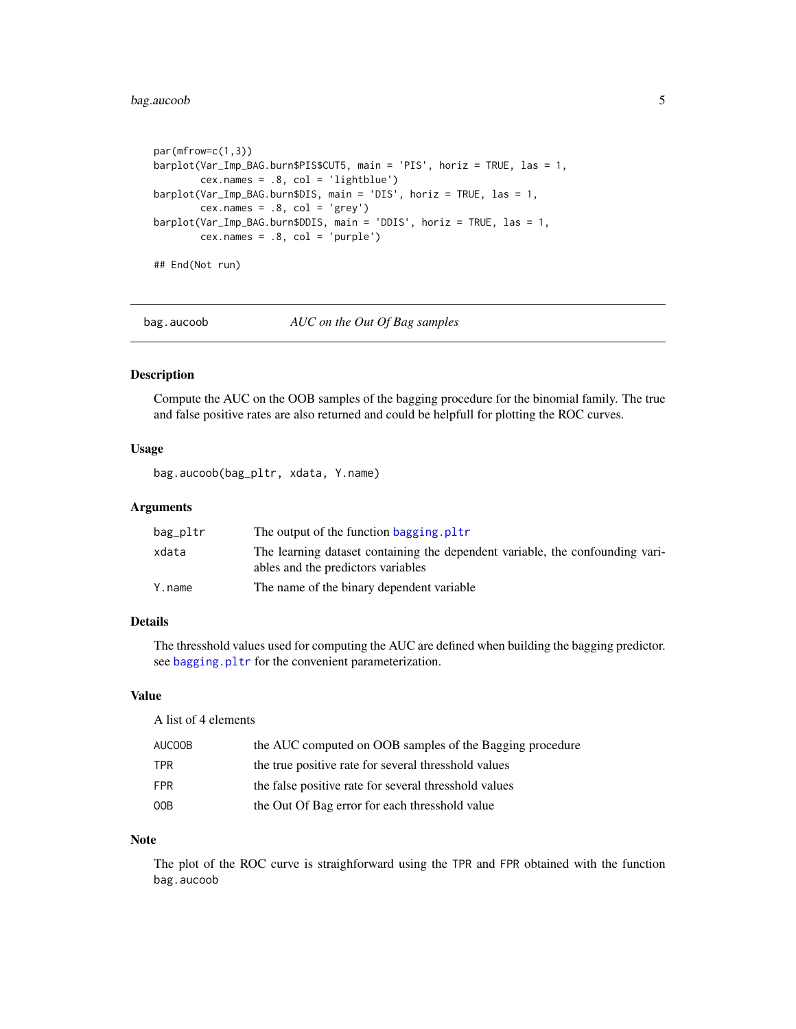```
par(mfrow=c(1,3))
barplot(Var_Imp_BAG.burn$PIS$CUT5, main = 'PIS', horiz = TRUE, las = 1,
        cex.names = .8, col = 'lightblue')
barplot(Var_Imp_BAG.burn$DIS, main = 'DIS', horiz = TRUE, las = 1,
        cex.names = .8, col = 'grey')
barplot(Var_Imp_BAG.burn$DDIS, main = 'DDIS', horiz = TRUE, las = 1,
        cex.names = .8, col = 'purple')

## End(Not run)
```

---

## bag.aucoob — *AUC on the Out Of Bag samples*

### Description

Compute the AUC on the OOB samples of the bagging procedure for the binomial family. The true and false positive rates are also returned and could be helpfull for plotting the ROC curves.

### Usage

```
bag.aucoob(bag_pltr, xdata, Y.name)
```

### Arguments

| | |
|---|---|
| bag_pltr | The output of the function bagging.pltr |
| xdata | The learning dataset containing the dependent variable, the confounding variables and the predictors variables |
| Y.name | The name of the binary dependent variable |

### Details

The thresshold values used for computing the AUC are defined when building the bagging predictor. see bagging.pltr for the convenient parameterization.

### Value

A list of 4 elements

| | |
|---|---|
| AUCOOB | the AUC computed on OOB samples of the Bagging procedure |
| TPR | the true positive rate for several thresshold values |
| FPR | the false positive rate for several thresshold values |
| OOB | the Out Of Bag error for each thresshold value |

### Note

The plot of the ROC curve is straighforward using the TPR and FPR obtained with the function bag.aucoob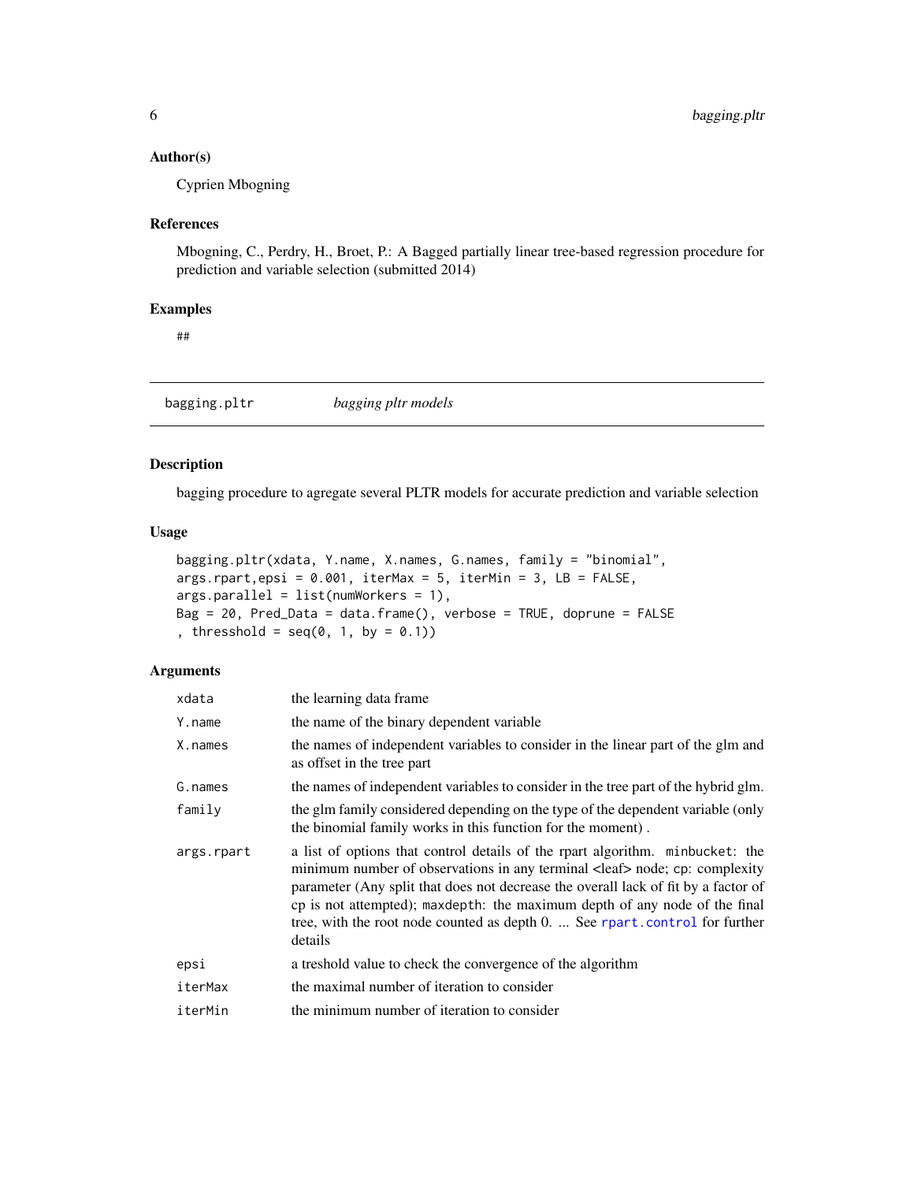### Author(s)

Cyprien Mbogning

### References

Mbogning, C., Perdry, H., Broet, P.: A Bagged partially linear tree-based regression procedure for prediction and variable selection (submitted 2014)

### Examples

```
##
```

---

## bagging.pltr *bagging pltr models*

---

### Description

bagging procedure to agregate several PLTR models for accurate prediction and variable selection

### Usage

```
bagging.pltr(xdata, Y.name, X.names, G.names, family = "binomial",
args.rpart,epsi = 0.001, iterMax = 5, iterMin = 3, LB = FALSE,
args.parallel = list(numWorkers = 1),
Bag = 20, Pred_Data = data.frame(), verbose = TRUE, doprune = FALSE
, thresshold = seq(0, 1, by = 0.1))
```

### Arguments

| | |
|---|---|
| `xdata` | the learning data frame |
| `Y.name` | the name of the binary dependent variable |
| `X.names` | the names of independent variables to consider in the linear part of the glm and as offset in the tree part |
| `G.names` | the names of independent variables to consider in the tree part of the hybrid glm. |
| `family` | the glm family considered depending on the type of the dependent variable (only the binomial family works in this function for the moment) . |
| `args.rpart` | a list of options that control details of the rpart algorithm. `minbucket`: the minimum number of observations in any terminal <leaf> node; `cp`: complexity parameter (Any split that does not decrease the overall lack of fit by a factor of cp is not attempted); `maxdepth`: the maximum depth of any node of the final tree, with the root node counted as depth 0. ... See `rpart.control` for further details |
| `epsi` | a treshold value to check the convergence of the algorithm |
| `iterMax` | the maximal number of iteration to consider |
| `iterMin` | the minimum number of iteration to consider |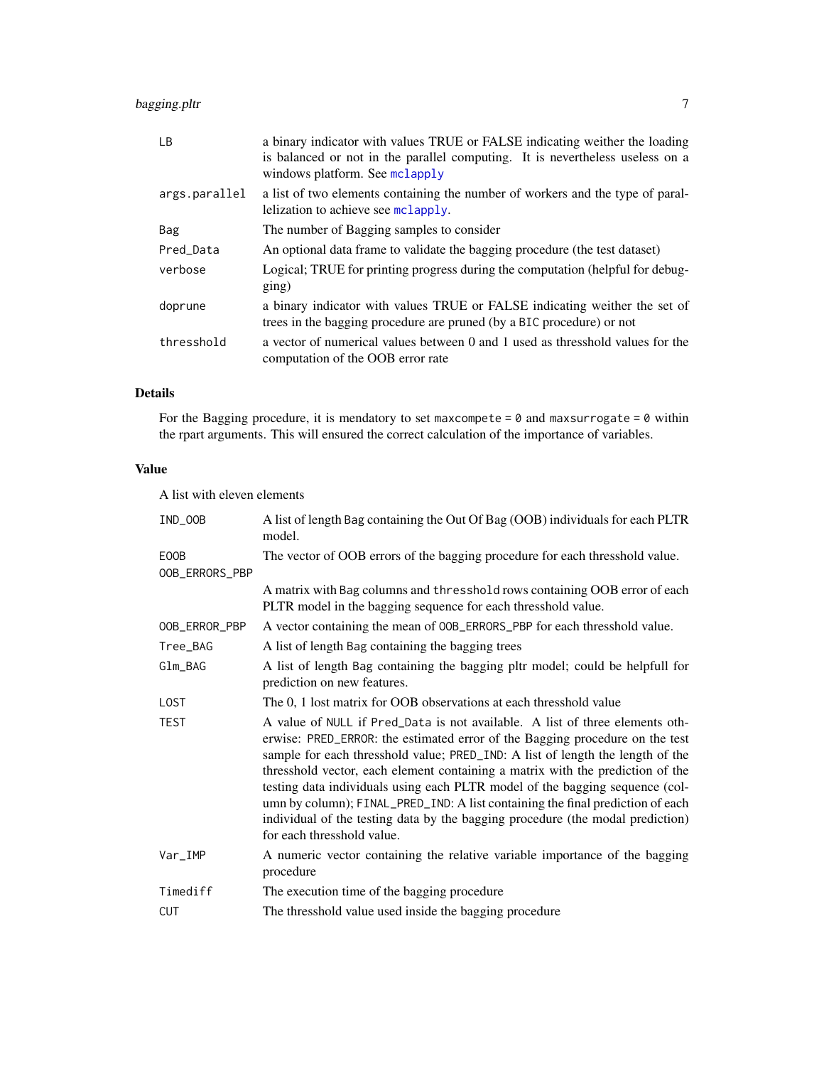| | |
|---|---|
| LB | a binary indicator with values TRUE or FALSE indicating weither the loading is balanced or not in the parallel computing. It is nevertheless useless on a windows platform. See mclapply |
| args.parallel | a list of two elements containing the number of workers and the type of parallelization to achieve see mclapply. |
| Bag | The number of Bagging samples to consider |
| Pred_Data | An optional data frame to validate the bagging procedure (the test dataset) |
| verbose | Logical; TRUE for printing progress during the computation (helpful for debugging) |
| doprune | a binary indicator with values TRUE or FALSE indicating weither the set of trees in the bagging procedure are pruned (by a BIC procedure) or not |
| threshold | a vector of numerical values between 0 and 1 used as thresshold values for the computation of the OOB error rate |

## Details

For the Bagging procedure, it is mendatory to set `maxcompete = 0` and `maxsurrogate = 0` within the rpart arguments. This will ensured the correct calculation of the importance of variables.

## Value

A list with eleven elements

| | |
|---|---|
| IND_OOB | A list of length Bag containing the Out Of Bag (OOB) individuals for each PLTR model. |
| EOOB | The vector of OOB errors of the bagging procedure for each thresshold value. |
| OOB_ERRORS_PBP | A matrix with Bag columns and threshold rows containing OOB error of each PLTR model in the bagging sequence for each thresshold value. |
| OOB_ERROR_PBP | A vector containing the mean of OOB_ERRORS_PBP for each thresshold value. |
| Tree_BAG | A list of length Bag containing the bagging trees |
| Glm_BAG | A list of length Bag containing the bagging pltr model; could be helpfull for prediction on new features. |
| LOST | The 0, 1 lost matrix for OOB observations at each thresshold value |
| TEST | A value of NULL if Pred_Data is not available. A list of three elements otherwise: PRED_ERROR: the estimated error of the Bagging procedure on the test sample for each thresshold value; PRED_IND: A list of length the length of the thresshold vector, each element containing a matrix with the prediction of the testing data individuals using each PLTR model of the bagging sequence (column by column); FINAL_PRED_IND: A list containing the final prediction of each individual of the testing data by the bagging procedure (the modal prediction) for each thresshold value. |
| Var_IMP | A numeric vector containing the relative variable importance of the bagging procedure |
| Timediff | The execution time of the bagging procedure |
| CUT | The thresshold value used inside the bagging procedure |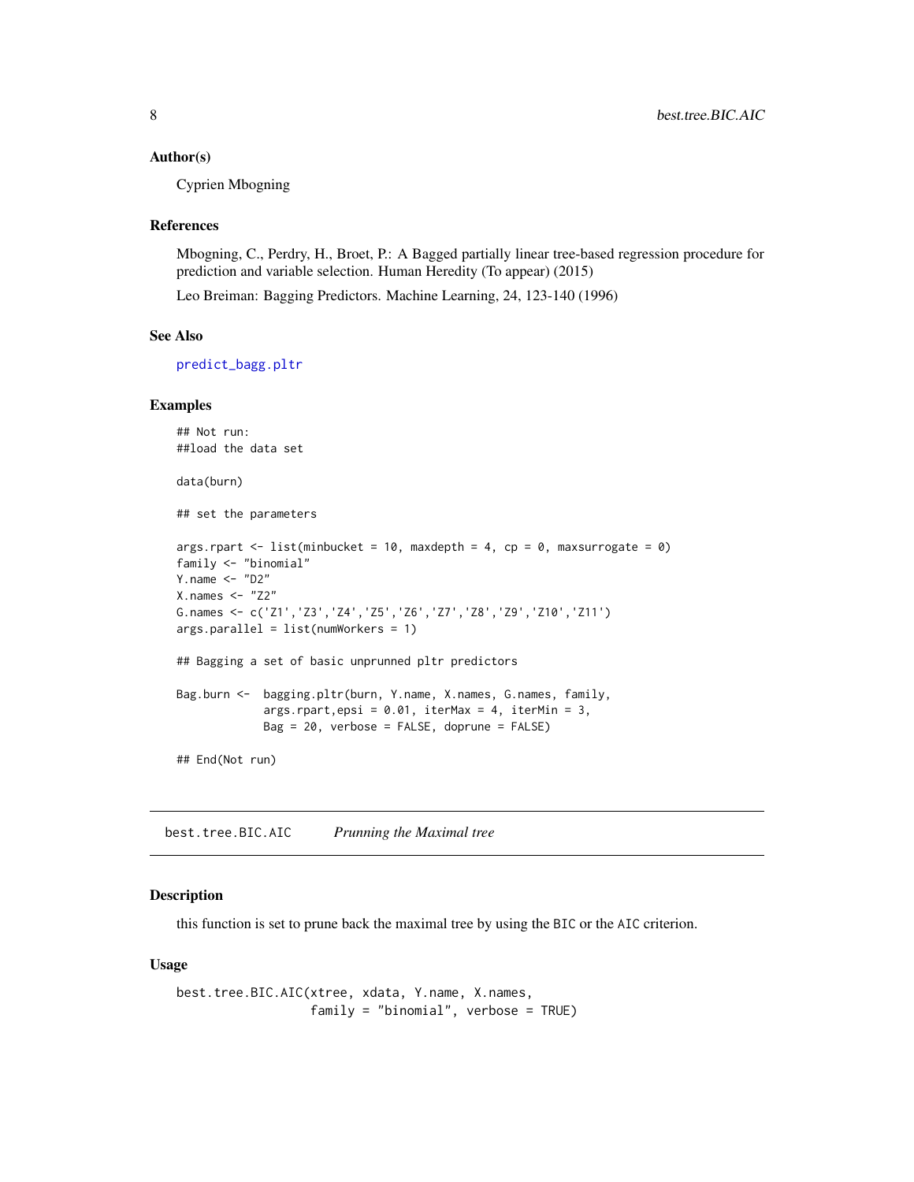### Author(s)

Cyprien Mbogning

### References

Mbogning, C., Perdry, H., Broet, P.: A Bagged partially linear tree-based regression procedure for prediction and variable selection. Human Heredity (To appear) (2015)

Leo Breiman: Bagging Predictors. Machine Learning, 24, 123-140 (1996)

### See Also

predict_bagg.pltr

### Examples

```
## Not run:
##load the data set

data(burn)

## set the parameters

args.rpart <- list(minbucket = 10, maxdepth = 4, cp = 0, maxsurrogate = 0)
family <- "binomial"
Y.name <- "D2"
X.names <- "Z2"
G.names <- c('Z1','Z3','Z4','Z5','Z6','Z7','Z8','Z9','Z10','Z11')
args.parallel = list(numWorkers = 1)

## Bagging a set of basic unprunned pltr predictors

Bag.burn <-  bagging.pltr(burn, Y.name, X.names, G.names, family,
             args.rpart,epsi = 0.01, iterMax = 4, iterMin = 3,
             Bag = 20, verbose = FALSE, doprune = FALSE)

## End(Not run)
```

---

## best.tree.BIC.AIC    *Prunning the Maximal tree*

### Description

this function is set to prune back the maximal tree by using the BIC or the AIC criterion.

### Usage

```
best.tree.BIC.AIC(xtree, xdata, Y.name, X.names,
                  family = "binomial", verbose = TRUE)
```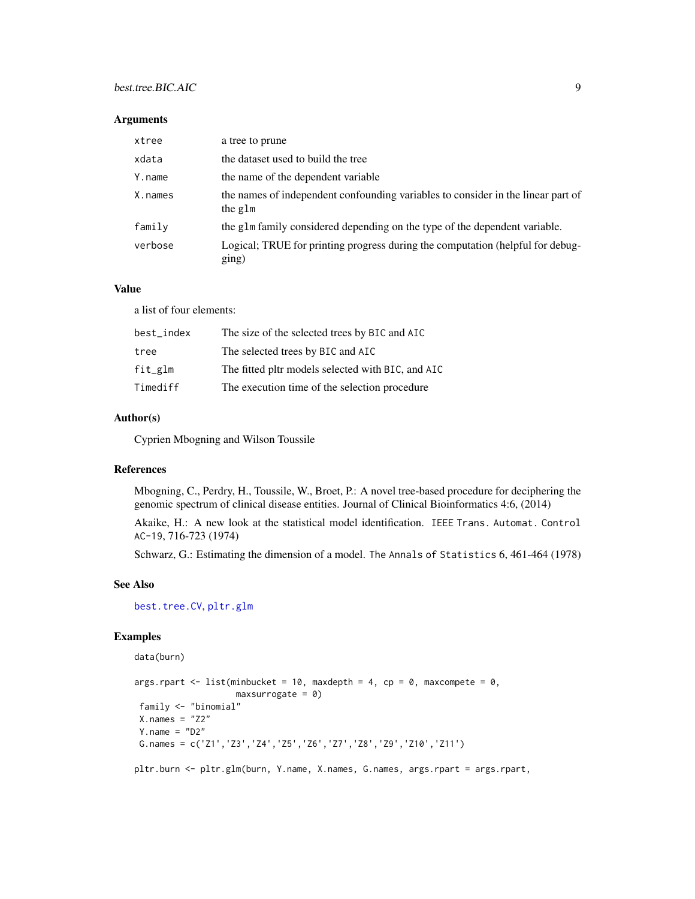## Arguments

| | |
|---|---|
| xtree | a tree to prune |
| xdata | the dataset used to build the tree |
| Y.name | the name of the dependent variable |
| X.names | the names of independent confounding variables to consider in the linear part of the glm |
| family | the glm family considered depending on the type of the dependent variable. |
| verbose | Logical; TRUE for printing progress during the computation (helpful for debugging) |

## Value

a list of four elements:

| | |
|---|---|
| best_index | The size of the selected trees by BIC and AIC |
| tree | The selected trees by BIC and AIC |
| fit_glm | The fitted pltr models selected with BIC, and AIC |
| Timediff | The execution time of the selection procedure |

## Author(s)

Cyprien Mbogning and Wilson Toussile

## References

Mbogning, C., Perdry, H., Toussile, W., Broet, P.: A novel tree-based procedure for deciphering the genomic spectrum of clinical disease entities. Journal of Clinical Bioinformatics 4:6, (2014)

Akaike, H.: A new look at the statistical model identification. IEEE Trans. Automat. Control AC-19, 716-723 (1974)

Schwarz, G.: Estimating the dimension of a model. The Annals of Statistics 6, 461-464 (1978)

## See Also

best.tree.CV, pltr.glm

## Examples

```
data(burn)

args.rpart <- list(minbucket = 10, maxdepth = 4, cp = 0, maxcompete = 0,
                   maxsurrogate = 0)
 family <- "binomial"
 X.names = "Z2"
 Y.name = "D2"
 G.names = c('Z1','Z3','Z4','Z5','Z6','Z7','Z8','Z9','Z10','Z11')

pltr.burn <- pltr.glm(burn, Y.name, X.names, G.names, args.rpart = args.rpart,
```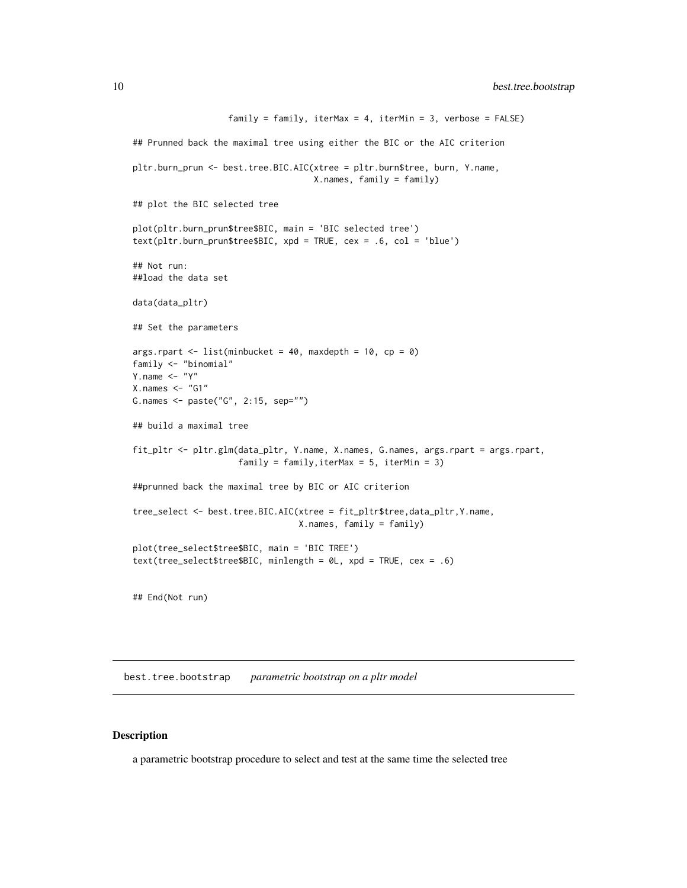```
                  family = family, iterMax = 4, iterMin = 3, verbose = FALSE)

## Prunned back the maximal tree using either the BIC or the AIC criterion

pltr.burn_prun <- best.tree.BIC.AIC(xtree = pltr.burn$tree, burn, Y.name,
                                    X.names, family = family)

## plot the BIC selected tree

plot(pltr.burn_prun$tree$BIC, main = 'BIC selected tree')
text(pltr.burn_prun$tree$BIC, xpd = TRUE, cex = .6, col = 'blue')

## Not run:
##load the data set

data(data_pltr)

## Set the parameters

args.rpart <- list(minbucket = 40, maxdepth = 10, cp = 0)
family <- "binomial"
Y.name <- "Y"
X.names <- "G1"
G.names <- paste("G", 2:15, sep="")

## build a maximal tree

fit_pltr <- pltr.glm(data_pltr, Y.name, X.names, G.names, args.rpart = args.rpart,
                    family = family,iterMax = 5, iterMin = 3)

##prunned back the maximal tree by BIC or AIC criterion

tree_select <- best.tree.BIC.AIC(xtree = fit_pltr$tree,data_pltr,Y.name,
                                 X.names, family = family)

plot(tree_select$tree$BIC, main = 'BIC TREE')
text(tree_select$tree$BIC, minlength = 0L, xpd = TRUE, cex = .6)


## End(Not run)
```

## best.tree.bootstrap *parametric bootstrap on a pltr model*

### Description

a parametric bootstrap procedure to select and test at the same time the selected tree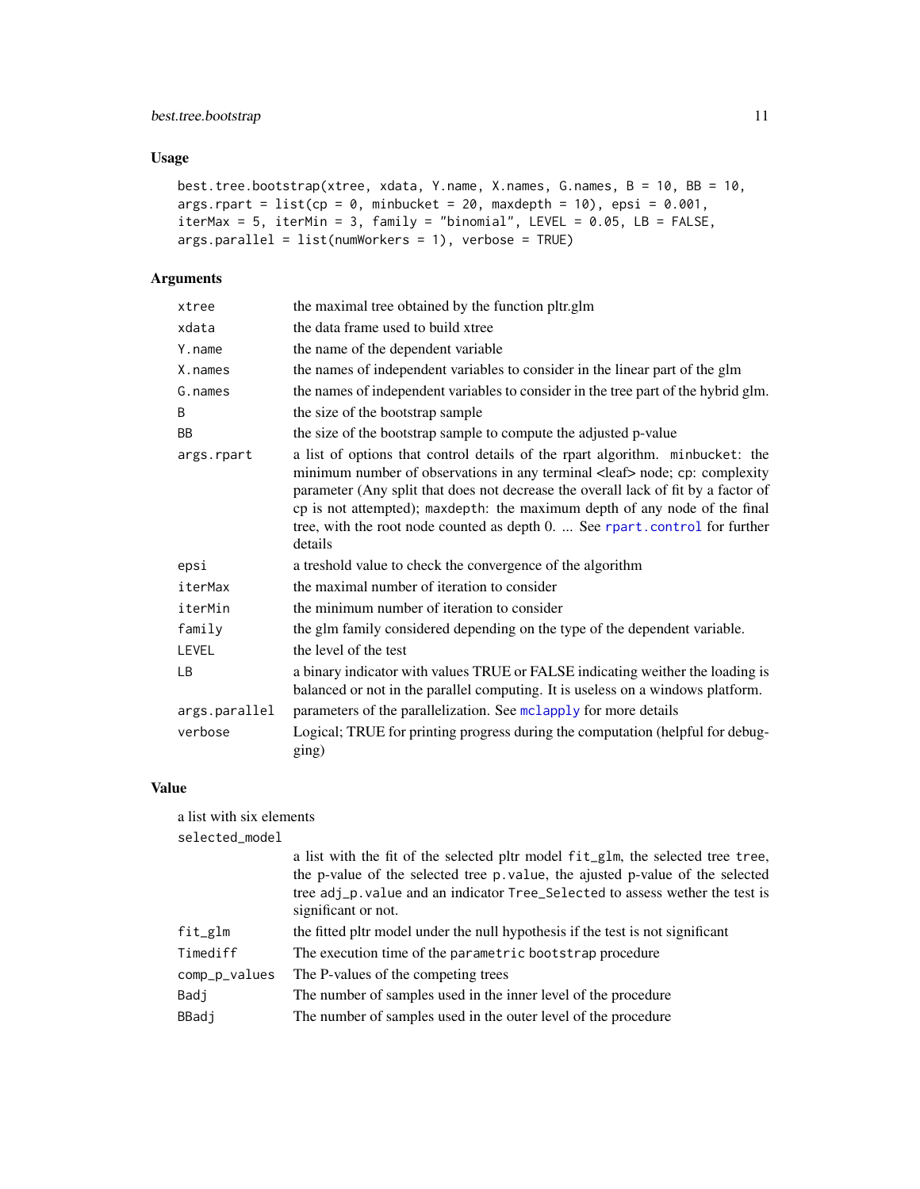## Usage

```
best.tree.bootstrap(xtree, xdata, Y.name, X.names, G.names, B = 10, BB = 10,
args.rpart = list(cp = 0, minbucket = 20, maxdepth = 10), epsi = 0.001,
iterMax = 5, iterMin = 3, family = "binomial", LEVEL = 0.05, LB = FALSE,
args.parallel = list(numWorkers = 1), verbose = TRUE)
```

## Arguments

| | |
|---|---|
| `xtree` | the maximal tree obtained by the function pltr.glm |
| `xdata` | the data frame used to build xtree |
| `Y.name` | the name of the dependent variable |
| `X.names` | the names of independent variables to consider in the linear part of the glm |
| `G.names` | the names of independent variables to consider in the tree part of the hybrid glm. |
| `B` | the size of the bootstrap sample |
| `BB` | the size of the bootstrap sample to compute the adjusted p-value |
| `args.rpart` | a list of options that control details of the rpart algorithm. `minbucket`: the minimum number of observations in any terminal <leaf> node; `cp`: complexity parameter (Any split that does not decrease the overall lack of fit by a factor of cp is not attempted); `maxdepth`: the maximum depth of any node of the final tree, with the root node counted as depth 0. ... See `rpart.control` for further details |
| `epsi` | a treshold value to check the convergence of the algorithm |
| `iterMax` | the maximal number of iteration to consider |
| `iterMin` | the minimum number of iteration to consider |
| `family` | the glm family considered depending on the type of the dependent variable. |
| `LEVEL` | the level of the test |
| `LB` | a binary indicator with values TRUE or FALSE indicating weither the loading is balanced or not in the parallel computing. It is useless on a windows platform. |
| `args.parallel` | parameters of the parallelization. See `mclapply` for more details |
| `verbose` | Logical; TRUE for printing progress during the computation (helpful for debugging) |

## Value

a list with six elements

| | |
|---|---|
| `selected_model` | a list with the fit of the selected pltr model `fit_glm`, the selected tree `tree`, the p-value of the selected tree `p.value`, the ajusted p-value of the selected tree `adj_p.value` and an indicator `Tree_Selected` to assess wether the test is significant or not. |
| `fit_glm` | the fitted pltr model under the null hypothesis if the test is not significant |
| `Timediff` | The execution time of the `parametric bootstrap` procedure |
| `comp_p_values` | The P-values of the competing trees |
| `Badj` | The number of samples used in the inner level of the procedure |
| `BBadj` | The number of samples used in the outer level of the procedure |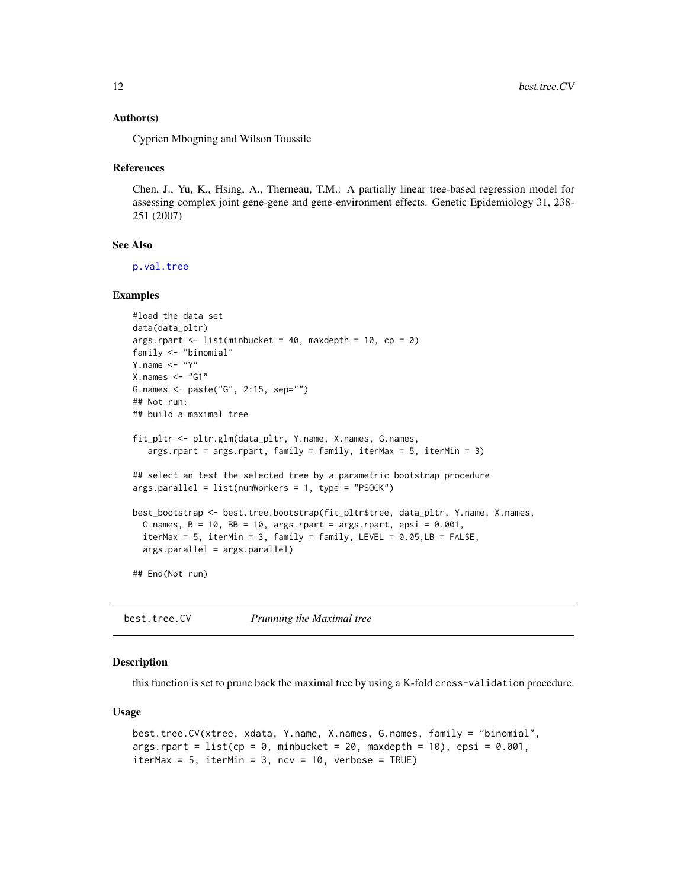### Author(s)

Cyprien Mbogning and Wilson Toussile

### References

Chen, J., Yu, K., Hsing, A., Therneau, T.M.: A partially linear tree-based regression model for assessing complex joint gene-gene and gene-environment effects. Genetic Epidemiology 31, 238-251 (2007)

### See Also

`p.val.tree`

### Examples

```
#load the data set
data(data_pltr)
args.rpart <- list(minbucket = 40, maxdepth = 10, cp = 0)
family <- "binomial"
Y.name <- "Y"
X.names <- "G1"
G.names <- paste("G", 2:15, sep="")
## Not run:
## build a maximal tree

fit_pltr <- pltr.glm(data_pltr, Y.name, X.names, G.names,
   args.rpart = args.rpart, family = family, iterMax = 5, iterMin = 3)

## select an test the selected tree by a parametric bootstrap procedure
args.parallel = list(numWorkers = 1, type = "PSOCK")

best_bootstrap <- best.tree.bootstrap(fit_pltr$tree, data_pltr, Y.name, X.names,
  G.names, B = 10, BB = 10, args.rpart = args.rpart, epsi = 0.001,
  iterMax = 5, iterMin = 3, family = family, LEVEL = 0.05,LB = FALSE,
  args.parallel = args.parallel)

## End(Not run)
```

---

## best.tree.CV *Prunning the Maximal tree*

### Description

this function is set to prune back the maximal tree by using a K-fold `cross-validation` procedure.

### Usage

```
best.tree.CV(xtree, xdata, Y.name, X.names, G.names, family = "binomial",
args.rpart = list(cp = 0, minbucket = 20, maxdepth = 10), epsi = 0.001,
iterMax = 5, iterMin = 3, ncv = 10, verbose = TRUE)
```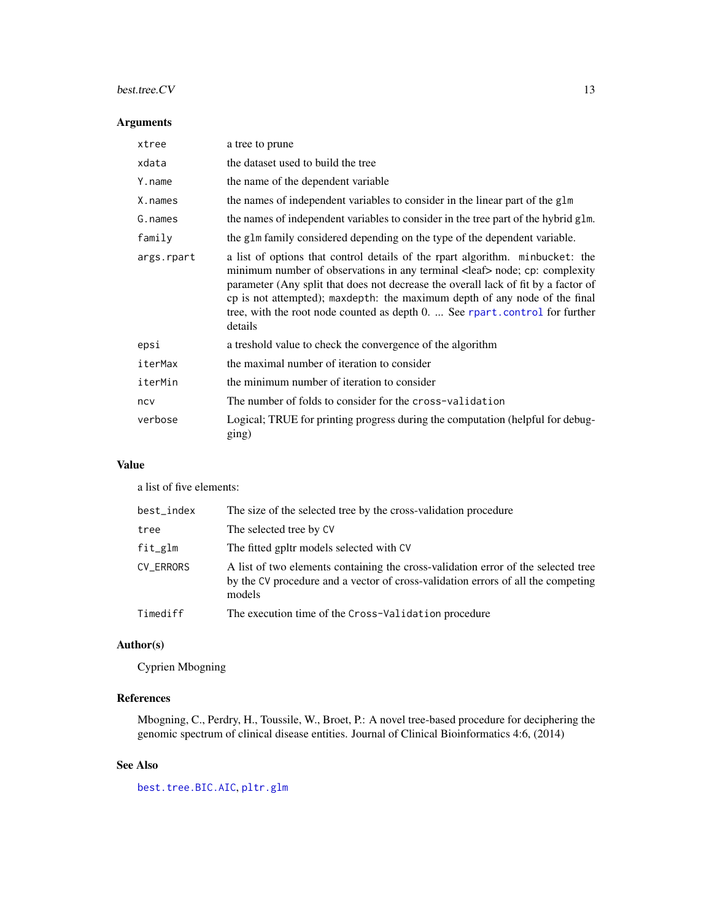### Arguments

| | |
|---|---|
| `xtree` | a tree to prune |
| `xdata` | the dataset used to build the tree |
| `Y.name` | the name of the dependent variable |
| `X.names` | the names of independent variables to consider in the linear part of the `glm` |
| `G.names` | the names of independent variables to consider in the tree part of the hybrid `glm`. |
| `family` | the `glm` family considered depending on the type of the dependent variable. |
| `args.rpart` | a list of options that control details of the rpart algorithm. `minbucket`: the minimum number of observations in any terminal <leaf> node; `cp`: complexity parameter (Any split that does not decrease the overall lack of fit by a factor of cp is not attempted); `maxdepth`: the maximum depth of any node of the final tree, with the root node counted as depth 0. ... See `rpart.control` for further details |
| `epsi` | a treshold value to check the convergence of the algorithm |
| `iterMax` | the maximal number of iteration to consider |
| `iterMin` | the minimum number of iteration to consider |
| `ncv` | The number of folds to consider for the `cross-validation` |
| `verbose` | Logical; TRUE for printing progress during the computation (helpful for debugging) |

### Value

a list of five elements:

| | |
|---|---|
| `best_index` | The size of the selected tree by the cross-validation procedure |
| `tree` | The selected tree by `CV` |
| `fit_glm` | The fitted gpltr models selected with `CV` |
| `CV_ERRORS` | A list of two elements containing the cross-validation error of the selected tree by the `CV` procedure and a vector of cross-validation errors of all the competing models |
| `Timediff` | The execution time of the `Cross-Validation` procedure |

### Author(s)

Cyprien Mbogning

### References

Mbogning, C., Perdry, H., Toussile, W., Broet, P.: A novel tree-based procedure for deciphering the genomic spectrum of clinical disease entities. Journal of Clinical Bioinformatics 4:6, (2014)

### See Also

`best.tree.BIC.AIC`, `pltr.glm`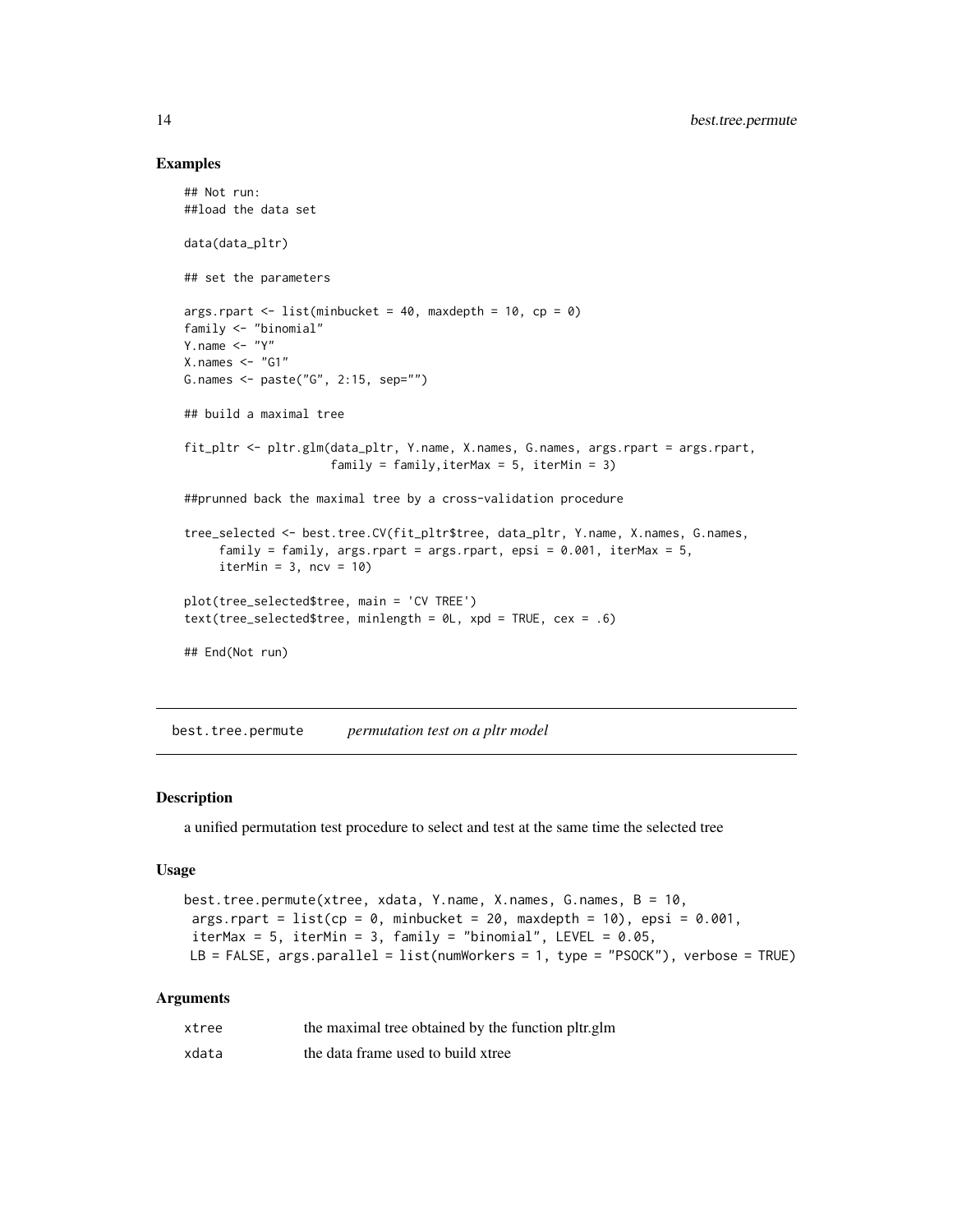### Examples

```
## Not run:
##load the data set

data(data_pltr)

## set the parameters

args.rpart <- list(minbucket = 40, maxdepth = 10, cp = 0)
family <- "binomial"
Y.name <- "Y"
X.names <- "G1"
G.names <- paste("G", 2:15, sep="")

## build a maximal tree

fit_pltr <- pltr.glm(data_pltr, Y.name, X.names, G.names, args.rpart = args.rpart,
                    family = family,iterMax = 5, iterMin = 3)

##prunned back the maximal tree by a cross-validation procedure

tree_selected <- best.tree.CV(fit_pltr$tree, data_pltr, Y.name, X.names, G.names,
     family = family, args.rpart = args.rpart, epsi = 0.001, iterMax = 5,
     iterMin = 3, ncv = 10)

plot(tree_selected$tree, main = 'CV TREE')
text(tree_selected$tree, minlength = 0L, xpd = TRUE, cex = .6)

## End(Not run)
```

---

## best.tree.permute *permutation test on a pltr model*

### Description

a unified permutation test procedure to select and test at the same time the selected tree

### Usage

```
best.tree.permute(xtree, xdata, Y.name, X.names, G.names, B = 10,
 args.rpart = list(cp = 0, minbucket = 20, maxdepth = 10), epsi = 0.001,
 iterMax = 5, iterMin = 3, family = "binomial", LEVEL = 0.05,
 LB = FALSE, args.parallel = list(numWorkers = 1, type = "PSOCK"), verbose = TRUE)
```

### Arguments

| | |
|---|---|
| xtree | the maximal tree obtained by the function pltr.glm |
| xdata | the data frame used to build xtree |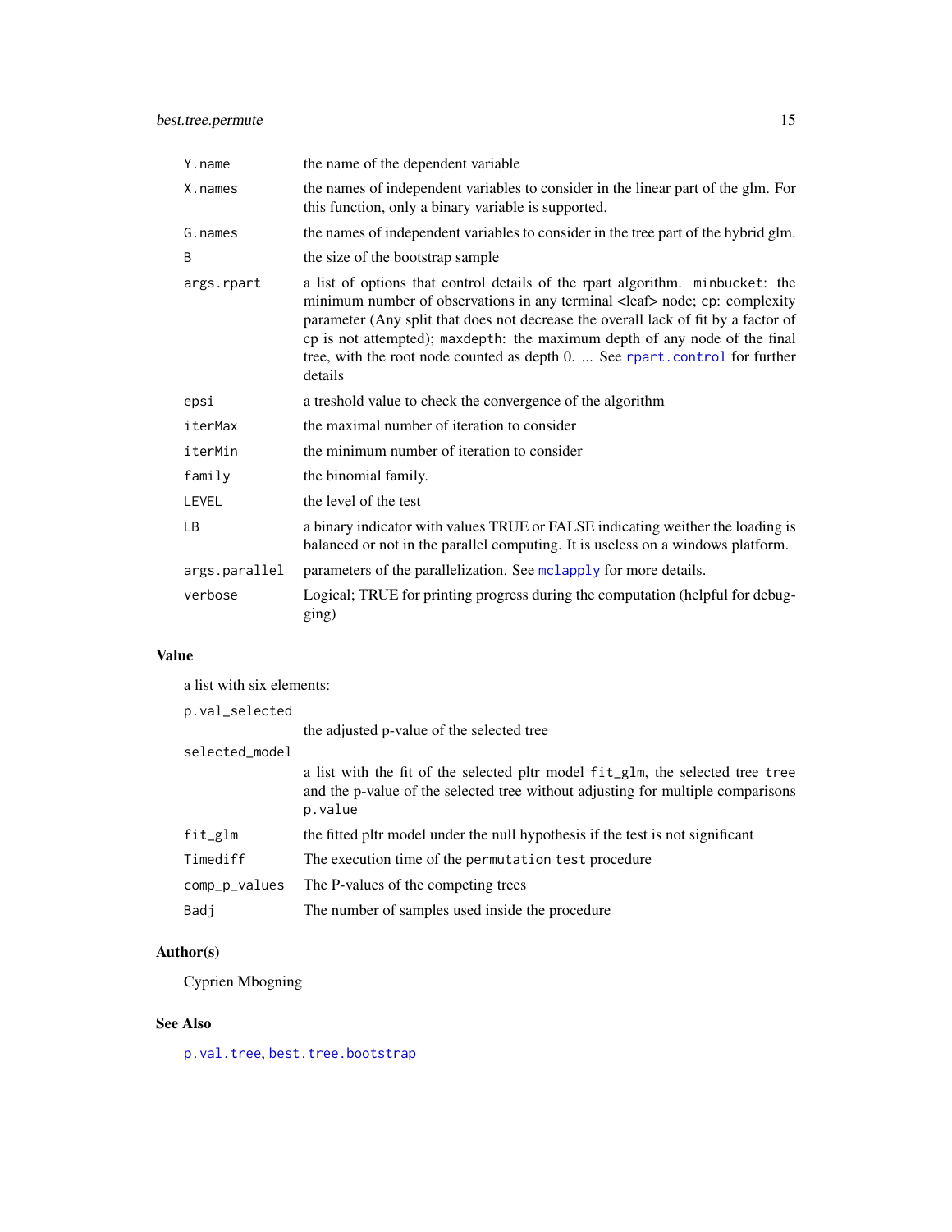| | |
|---|---|
| `Y.name` | the name of the dependent variable |
| `X.names` | the names of independent variables to consider in the linear part of the glm. For this function, only a binary variable is supported. |
| `G.names` | the names of independent variables to consider in the tree part of the hybrid glm. |
| `B` | the size of the bootstrap sample |
| `args.rpart` | a list of options that control details of the rpart algorithm. `minbucket`: the minimum number of observations in any terminal <leaf> node; `cp`: complexity parameter (Any split that does not decrease the overall lack of fit by a factor of cp is not attempted); `maxdepth`: the maximum depth of any node of the final tree, with the root node counted as depth 0. ... See `rpart.control` for further details |
| `epsi` | a treshold value to check the convergence of the algorithm |
| `iterMax` | the maximal number of iteration to consider |
| `iterMin` | the minimum number of iteration to consider |
| `family` | the binomial family. |
| `LEVEL` | the level of the test |
| `LB` | a binary indicator with values TRUE or FALSE indicating weither the loading is balanced or not in the parallel computing. It is useless on a windows platform. |
| `args.parallel` | parameters of the parallelization. See `mclapply` for more details. |
| `verbose` | Logical; TRUE for printing progress during the computation (helpful for debugging) |

## Value

a list with six elements:

| | |
|---|---|
| `p.val_selected` | the adjusted p-value of the selected tree |
| `selected_model` | a list with the fit of the selected pltr model `fit_glm`, the selected tree `tree` and the p-value of the selected tree without adjusting for multiple comparisons `p.value` |
| `fit_glm` | the fitted pltr model under the null hypothesis if the test is not significant |
| `Timediff` | The execution time of the `permutation test` procedure |
| `comp_p_values` | The P-values of the competing trees |
| `Badj` | The number of samples used inside the procedure |

## Author(s)

Cyprien Mbogning

## See Also

`p.val.tree`, `best.tree.bootstrap`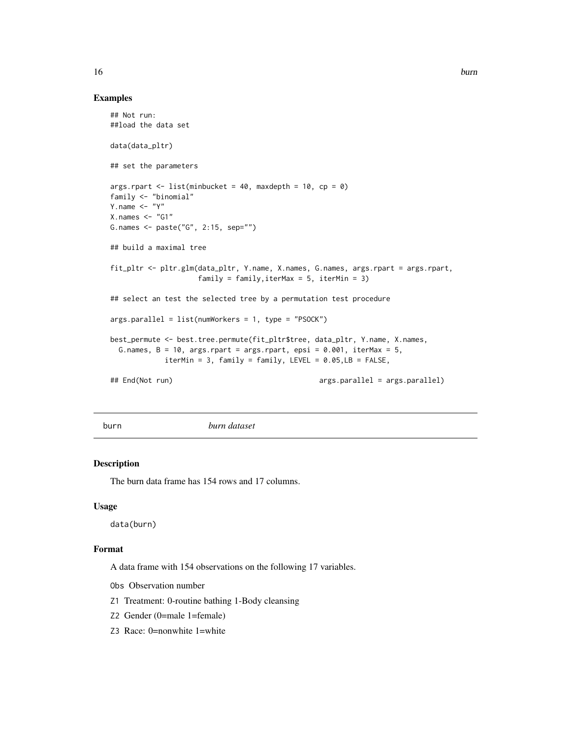### Examples

```
## Not run:
##load the data set

data(data_pltr)

## set the parameters

args.rpart <- list(minbucket = 40, maxdepth = 10, cp = 0)
family <- "binomial"
Y.name <- "Y"
X.names <- "G1"
G.names <- paste("G", 2:15, sep="")

## build a maximal tree

fit_pltr <- pltr.glm(data_pltr, Y.name, X.names, G.names, args.rpart = args.rpart,
                     family = family,iterMax = 5, iterMin = 3)

## select an test the selected tree by a permutation test procedure

args.parallel = list(numWorkers = 1, type = "PSOCK")

best_permute <- best.tree.permute(fit_pltr$tree, data_pltr, Y.name, X.names,
  G.names, B = 10, args.rpart = args.rpart, epsi = 0.001, iterMax = 5,
            iterMin = 3, family = family, LEVEL = 0.05,LB = FALSE,
                                                args.parallel = args.parallel)
## End(Not run)
```

---

burn *burn dataset*

---

### Description

The burn data frame has 154 rows and 17 columns.

### Usage

```
data(burn)
```

### Format

A data frame with 154 observations on the following 17 variables.

- `Obs` Observation number
- `Z1` Treatment: 0-routine bathing 1-Body cleansing
- `Z2` Gender (0=male 1=female)
- `Z3` Race: 0=nonwhite 1=white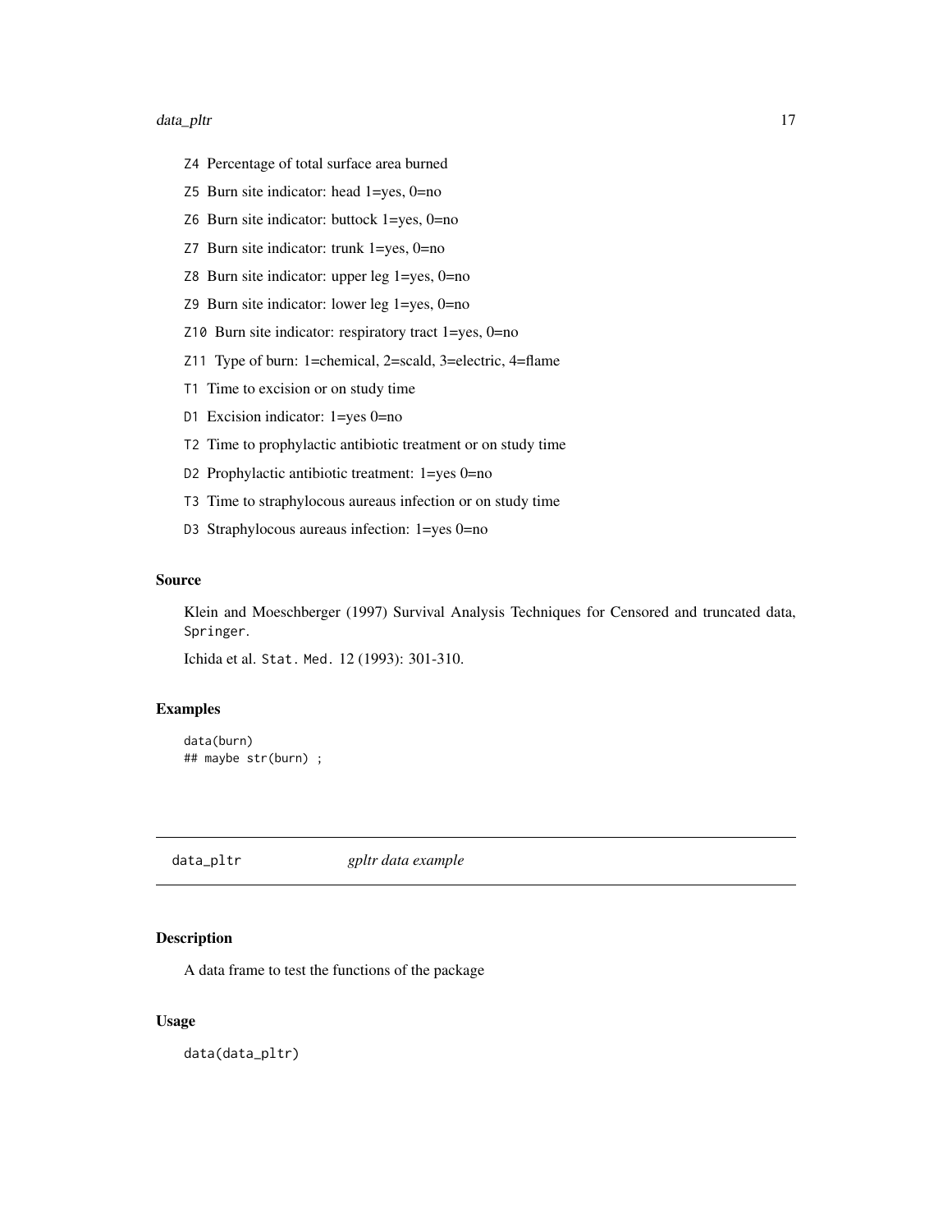- Z4 Percentage of total surface area burned
- Z5 Burn site indicator: head 1=yes, 0=no
- Z6 Burn site indicator: buttock 1=yes, 0=no
- Z7 Burn site indicator: trunk 1=yes, 0=no
- Z8 Burn site indicator: upper leg 1=yes, 0=no
- Z9 Burn site indicator: lower leg 1=yes, 0=no
- Z10 Burn site indicator: respiratory tract 1=yes, 0=no
- Z11 Type of burn: 1=chemical, 2=scald, 3=electric, 4=flame
- T1 Time to excision or on study time
- D1 Excision indicator: 1=yes 0=no
- T2 Time to prophylactic antibiotic treatment or on study time
- D2 Prophylactic antibiotic treatment: 1=yes 0=no
- T3 Time to straphylocous aureaus infection or on study time
- D3 Straphylocous aureaus infection: 1=yes 0=no

### Source

Klein and Moeschberger (1997) Survival Analysis Techniques for Censored and truncated data, `Springer`.

Ichida et al. `Stat. Med.` 12 (1993): 301-310.

### Examples

```
data(burn)
## maybe str(burn) ;
```

---

## data_pltr — *gpltr data example*

---

### Description

A data frame to test the functions of the package

### Usage

```
data(data_pltr)
```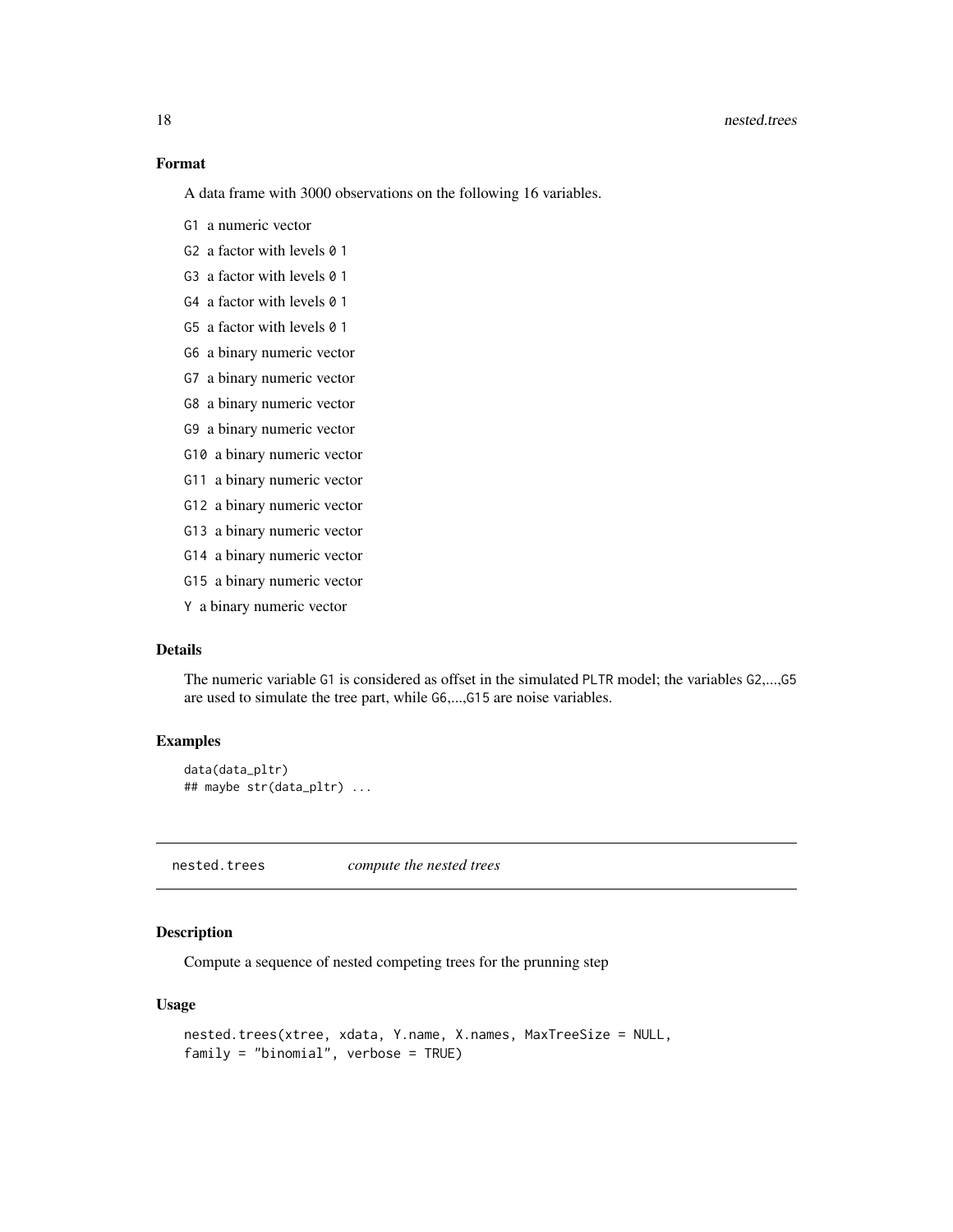### Format

A data frame with 3000 observations on the following 16 variables.

- G1 a numeric vector
- G2 a factor with levels 0 1
- G3 a factor with levels 0 1
- G4 a factor with levels 0 1
- G5 a factor with levels 0 1
- G6 a binary numeric vector
- G7 a binary numeric vector
- G8 a binary numeric vector
- G9 a binary numeric vector
- G10 a binary numeric vector
- G11 a binary numeric vector
- G12 a binary numeric vector
- G13 a binary numeric vector
- G14 a binary numeric vector
- G15 a binary numeric vector
- Y a binary numeric vector

### Details

The numeric variable G1 is considered as offset in the simulated PLTR model; the variables G2,...,G5 are used to simulate the tree part, while G6,...,G15 are noise variables.

### Examples

```
data(data_pltr)
## maybe str(data_pltr) ...
```

---

## nested.trees *compute the nested trees*

### Description

Compute a sequence of nested competing trees for the prunning step

### Usage

```
nested.trees(xtree, xdata, Y.name, X.names, MaxTreeSize = NULL,
family = "binomial", verbose = TRUE)
```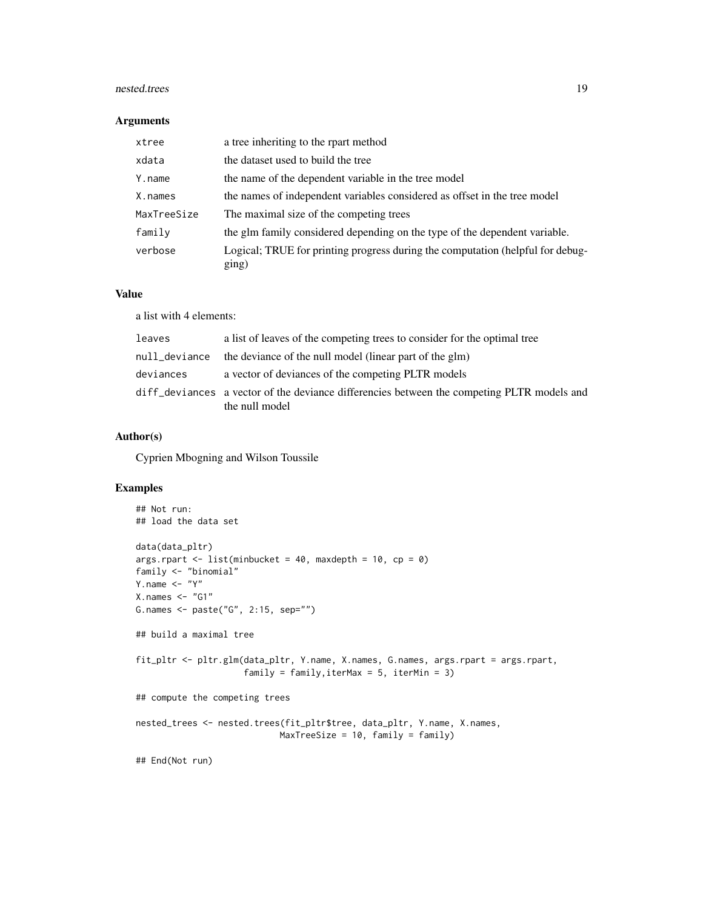### Arguments

| | |
|---|---|
| xtree | a tree inheriting to the rpart method |
| xdata | the dataset used to build the tree |
| Y.name | the name of the dependent variable in the tree model |
| X.names | the names of independent variables considered as offset in the tree model |
| MaxTreeSize | The maximal size of the competing trees |
| family | the glm family considered depending on the type of the dependent variable. |
| verbose | Logical; TRUE for printing progress during the computation (helpful for debugging) |

### Value

a list with 4 elements:

| | |
|---|---|
| leaves | a list of leaves of the competing trees to consider for the optimal tree |
| null_deviance | the deviance of the null model (linear part of the glm) |
| deviances | a vector of deviances of the competing PLTR models |
| diff_deviances | a vector of the deviance differencies between the competing PLTR models and the null model |

### Author(s)

Cyprien Mbogning and Wilson Toussile

### Examples

```
## Not run:
## load the data set

data(data_pltr)
args.rpart <- list(minbucket = 40, maxdepth = 10, cp = 0)
family <- "binomial"
Y.name <- "Y"
X.names <- "G1"
G.names <- paste("G", 2:15, sep="")

## build a maximal tree

fit_pltr <- pltr.glm(data_pltr, Y.name, X.names, G.names, args.rpart = args.rpart,
                    family = family,iterMax = 5, iterMin = 3)

## compute the competing trees

nested_trees <- nested.trees(fit_pltr$tree, data_pltr, Y.name, X.names,
                            MaxTreeSize = 10, family = family)

## End(Not run)
```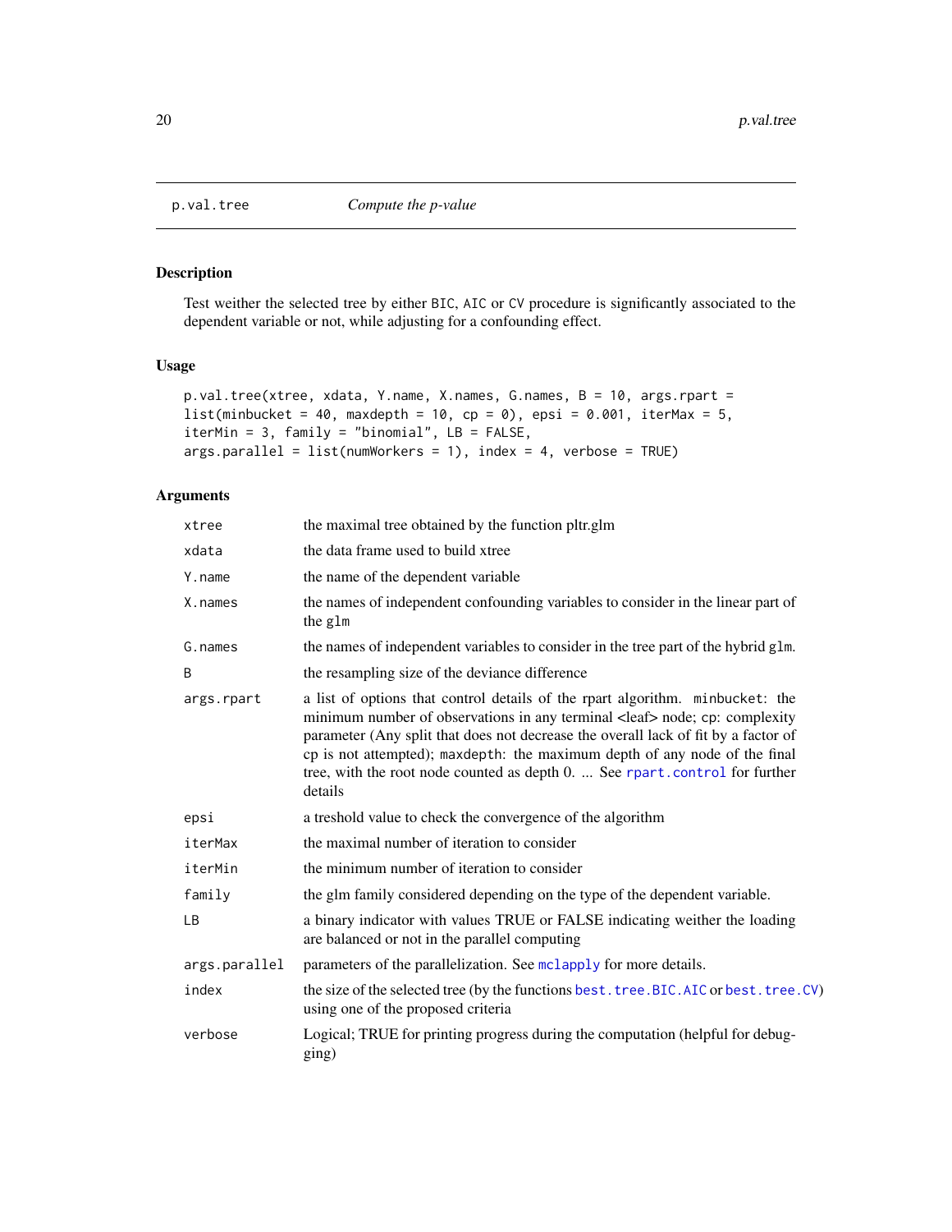p.val.tree *Compute the p-value*

## Description

Test weither the selected tree by either BIC, AIC or CV procedure is significantly associated to the dependent variable or not, while adjusting for a confounding effect.

## Usage

```
p.val.tree(xtree, xdata, Y.name, X.names, G.names, B = 10, args.rpart =
list(minbucket = 40, maxdepth = 10, cp = 0), epsi = 0.001, iterMax = 5,
iterMin = 3, family = "binomial", LB = FALSE,
args.parallel = list(numWorkers = 1), index = 4, verbose = TRUE)
```

## Arguments

| | |
|---|---|
| xtree | the maximal tree obtained by the function pltr.glm |
| xdata | the data frame used to build xtree |
| Y.name | the name of the dependent variable |
| X.names | the names of independent confounding variables to consider in the linear part of the glm |
| G.names | the names of independent variables to consider in the tree part of the hybrid glm. |
| B | the resampling size of the deviance difference |
| args.rpart | a list of options that control details of the rpart algorithm. minbucket: the minimum number of observations in any terminal <leaf> node; cp: complexity parameter (Any split that does not decrease the overall lack of fit by a factor of cp is not attempted); maxdepth: the maximum depth of any node of the final tree, with the root node counted as depth 0. ... See rpart.control for further details |
| epsi | a treshold value to check the convergence of the algorithm |
| iterMax | the maximal number of iteration to consider |
| iterMin | the minimum number of iteration to consider |
| family | the glm family considered depending on the type of the dependent variable. |
| LB | a binary indicator with values TRUE or FALSE indicating weither the loading are balanced or not in the parallel computing |
| args.parallel | parameters of the parallelization. See mclapply for more details. |
| index | the size of the selected tree (by the functions best.tree.BIC.AIC or best.tree.CV) using one of the proposed criteria |
| verbose | Logical; TRUE for printing progress during the computation (helpful for debugging) |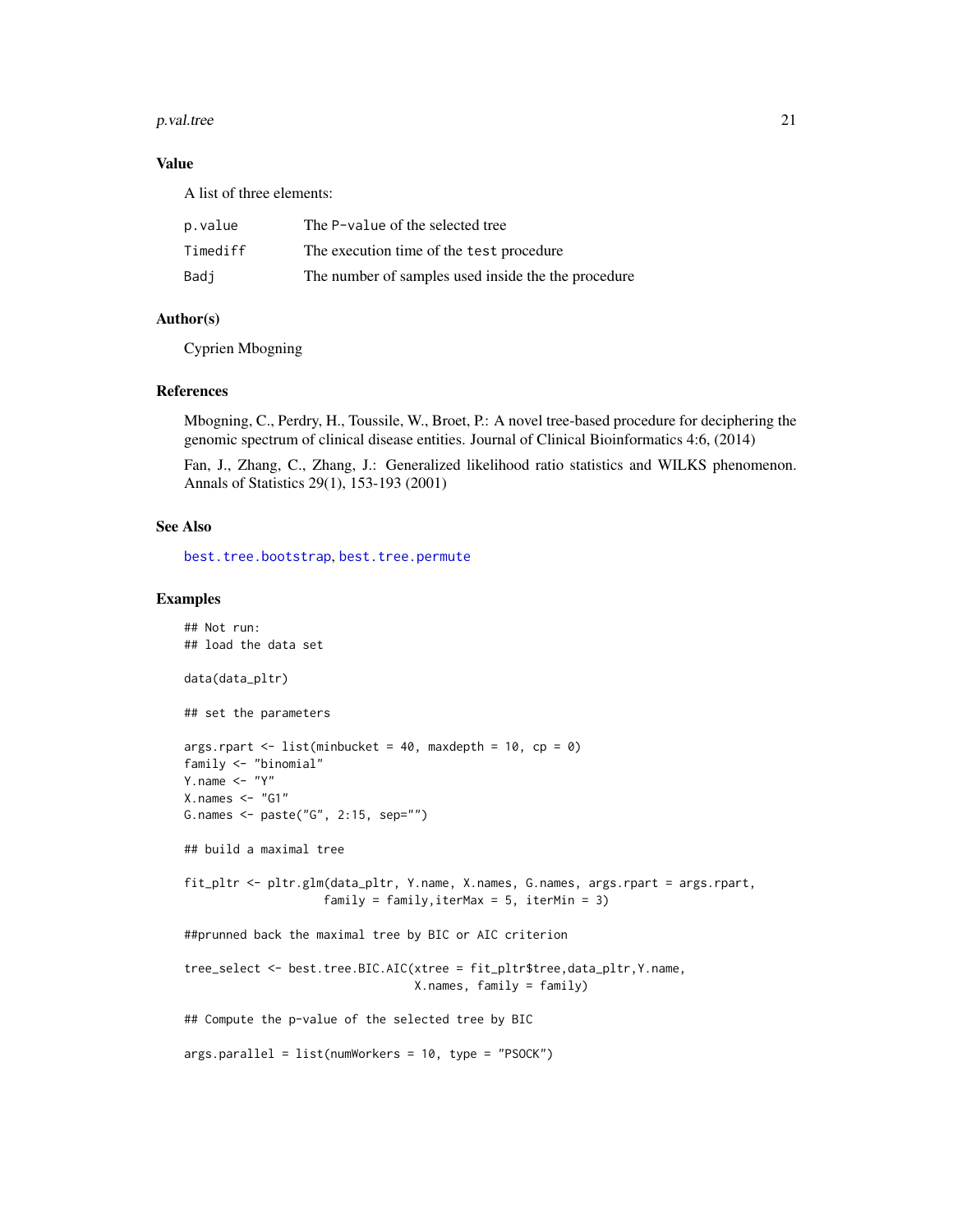### Value

A list of three elements:

| | |
|---|---|
| `p.value` | The P-value of the selected tree |
| `Timediff` | The execution time of the `test` procedure |
| `Badj` | The number of samples used inside the the procedure |

### Author(s)

Cyprien Mbogning

### References

Mbogning, C., Perdry, H., Toussile, W., Broet, P.: A novel tree-based procedure for deciphering the genomic spectrum of clinical disease entities. Journal of Clinical Bioinformatics 4:6, (2014)

Fan, J., Zhang, C., Zhang, J.: Generalized likelihood ratio statistics and WILKS phenomenon. Annals of Statistics 29(1), 153-193 (2001)

### See Also

best.tree.bootstrap, best.tree.permute

### Examples

```
## Not run:
## load the data set

data(data_pltr)

## set the parameters

args.rpart <- list(minbucket = 40, maxdepth = 10, cp = 0)
family <- "binomial"
Y.name <- "Y"
X.names <- "G1"
G.names <- paste("G", 2:15, sep="")

## build a maximal tree

fit_pltr <- pltr.glm(data_pltr, Y.name, X.names, G.names, args.rpart = args.rpart,
                     family = family,iterMax = 5, iterMin = 3)

##prunned back the maximal tree by BIC or AIC criterion

tree_select <- best.tree.BIC.AIC(xtree = fit_pltr$tree,data_pltr,Y.name,
                                 X.names, family = family)

## Compute the p-value of the selected tree by BIC

args.parallel = list(numWorkers = 10, type = "PSOCK")
```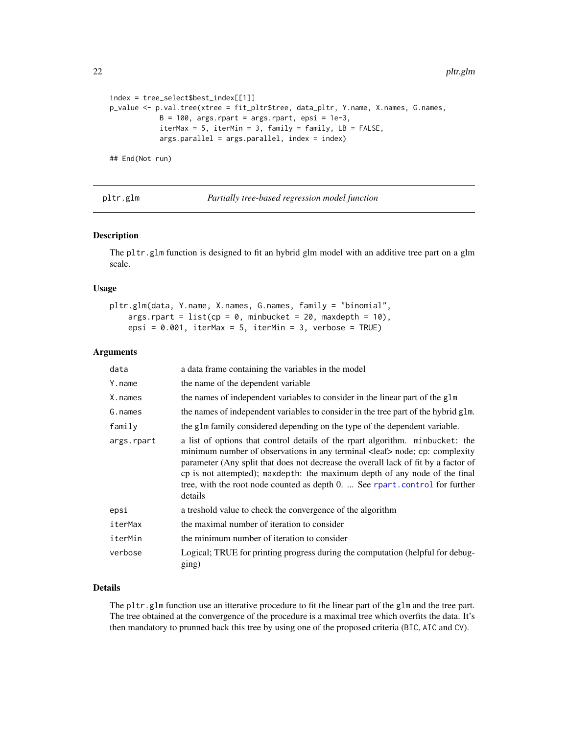```
index = tree_select$best_index[[1]]
p_value <- p.val.tree(xtree = fit_pltr$tree, data_pltr, Y.name, X.names, G.names,
            B = 100, args.rpart = args.rpart, epsi = 1e-3,
            iterMax = 5, iterMin = 3, family = family, LB = FALSE,
            args.parallel = args.parallel, index = index)

## End(Not run)
```

---

## pltr.glm — *Partially tree-based regression model function*

### Description

The `pltr.glm` function is designed to fit an hybrid glm model with an additive tree part on a glm scale.

### Usage

```
pltr.glm(data, Y.name, X.names, G.names, family = "binomial",
    args.rpart = list(cp = 0, minbucket = 20, maxdepth = 10),
    epsi = 0.001, iterMax = 5, iterMin = 3, verbose = TRUE)
```

### Arguments

| | |
|---|---|
| `data` | a data frame containing the variables in the model |
| `Y.name` | the name of the dependent variable |
| `X.names` | the names of independent variables to consider in the linear part of the `glm` |
| `G.names` | the names of independent variables to consider in the tree part of the hybrid `glm`. |
| `family` | the `glm` family considered depending on the type of the dependent variable. |
| `args.rpart` | a list of options that control details of the rpart algorithm. `minbucket`: the minimum number of observations in any terminal <leaf> node; `cp`: complexity parameter (Any split that does not decrease the overall lack of fit by a factor of cp is not attempted); `maxdepth`: the maximum depth of any node of the final tree, with the root node counted as depth 0. ... See `rpart.control` for further details |
| `epsi` | a treshold value to check the convergence of the algorithm |
| `iterMax` | the maximal number of iteration to consider |
| `iterMin` | the minimum number of iteration to consider |
| `verbose` | Logical; TRUE for printing progress during the computation (helpful for debugging) |

### Details

The `pltr.glm` function use an itterative procedure to fit the linear part of the `glm` and the tree part. The tree obtained at the convergence of the procedure is a maximal tree which overfits the data. It's then mandatory to prunned back this tree by using one of the proposed criteria (`BIC`, `AIC` and `CV`).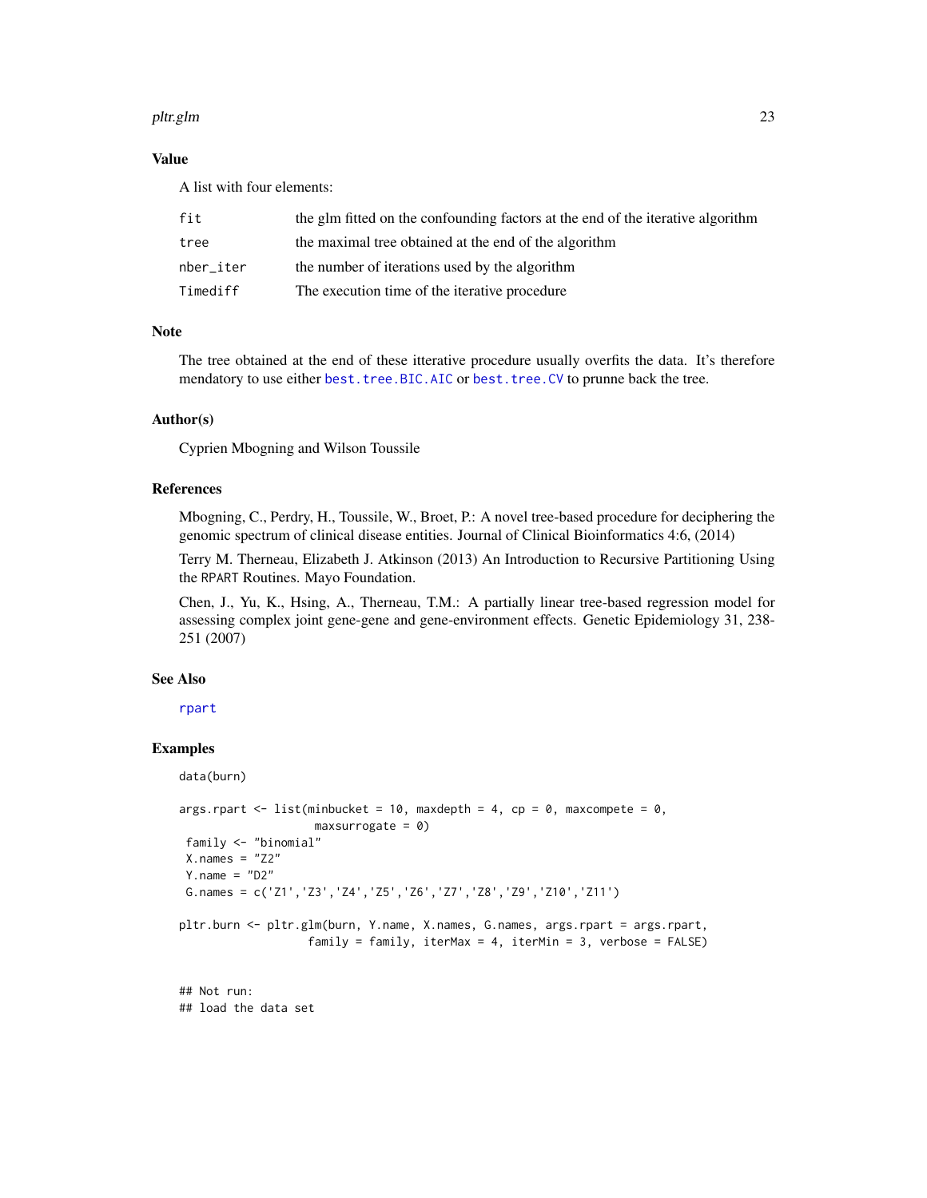## Value

A list with four elements:

| | |
|---|---|
| fit | the glm fitted on the confounding factors at the end of the iterative algorithm |
| tree | the maximal tree obtained at the end of the algorithm |
| nber_iter | the number of iterations used by the algorithm |
| Timediff | The execution time of the iterative procedure |

## Note

The tree obtained at the end of these itterative procedure usually overfits the data. It's therefore mendatory to use either best.tree.BIC.AIC or best.tree.CV to prunne back the tree.

## Author(s)

Cyprien Mbogning and Wilson Toussile

## References

Mbogning, C., Perdry, H., Toussile, W., Broet, P.: A novel tree-based procedure for deciphering the genomic spectrum of clinical disease entities. Journal of Clinical Bioinformatics 4:6, (2014)

Terry M. Therneau, Elizabeth J. Atkinson (2013) An Introduction to Recursive Partitioning Using the RPART Routines. Mayo Foundation.

Chen, J., Yu, K., Hsing, A., Therneau, T.M.: A partially linear tree-based regression model for assessing complex joint gene-gene and gene-environment effects. Genetic Epidemiology 31, 238-251 (2007)

## See Also

rpart

## Examples

```
data(burn)

args.rpart <- list(minbucket = 10, maxdepth = 4, cp = 0, maxcompete = 0,
                    maxsurrogate = 0)
 family <- "binomial"
 X.names = "Z2"
 Y.name = "D2"
 G.names = c('Z1','Z3','Z4','Z5','Z6','Z7','Z8','Z9','Z10','Z11')

pltr.burn <- pltr.glm(burn, Y.name, X.names, G.names, args.rpart = args.rpart,
                   family = family, iterMax = 4, iterMin = 3, verbose = FALSE)


## Not run:
## load the data set
```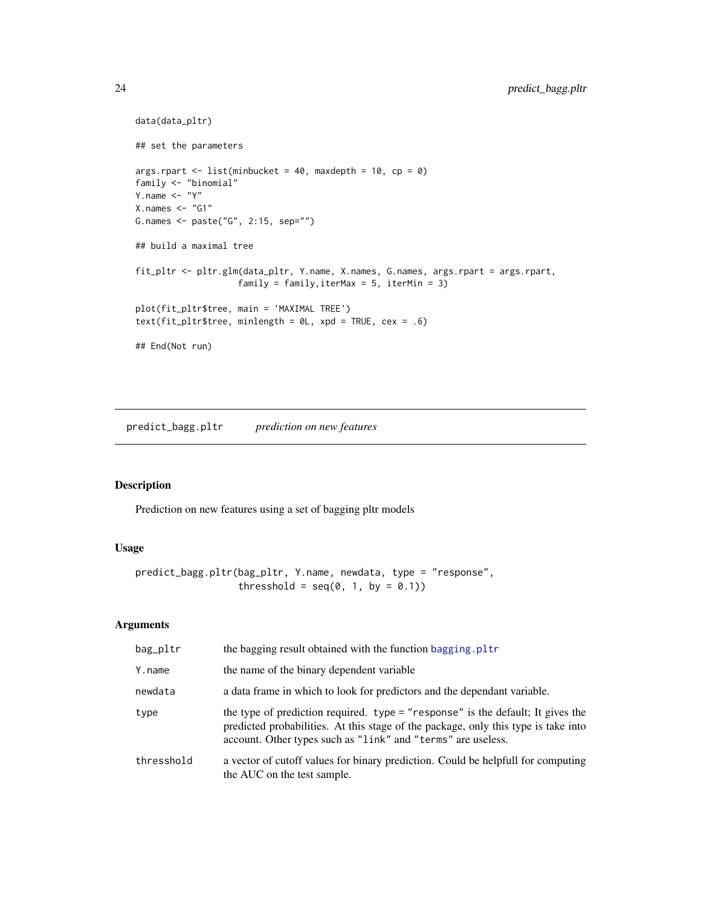```
data(data_pltr)

## set the parameters

args.rpart <- list(minbucket = 40, maxdepth = 10, cp = 0)
family <- "binomial"
Y.name <- "Y"
X.names <- "G1"
G.names <- paste("G", 2:15, sep="")

## build a maximal tree

fit_pltr <- pltr.glm(data_pltr, Y.name, X.names, G.names, args.rpart = args.rpart,
                    family = family,iterMax = 5, iterMin = 3)

plot(fit_pltr$tree, main = 'MAXIMAL TREE')
text(fit_pltr$tree, minlength = 0L, xpd = TRUE, cex = .6)

## End(Not run)
```

---

## predict_bagg.pltr    *prediction on new features*

### Description

Prediction on new features using a set of bagging pltr models

### Usage

```
predict_bagg.pltr(bag_pltr, Y.name, newdata, type = "response",
                    thresshold = seq(0, 1, by = 0.1))
```

### Arguments

| | |
|---|---|
| `bag_pltr` | the bagging result obtained with the function `bagging.pltr` |
| `Y.name` | the name of the binary dependent variable |
| `newdata` | a data frame in which to look for predictors and the dependant variable. |
| `type` | the type of prediction required. `type = "response"` is the default; It gives the predicted probabilities. At this stage of the package, only this type is take into account. Other types such as `"link"` and `"terms"` are useless. |
| `thresshold` | a vector of cutoff values for binary prediction. Could be helpfull for computing the AUC on the test sample. |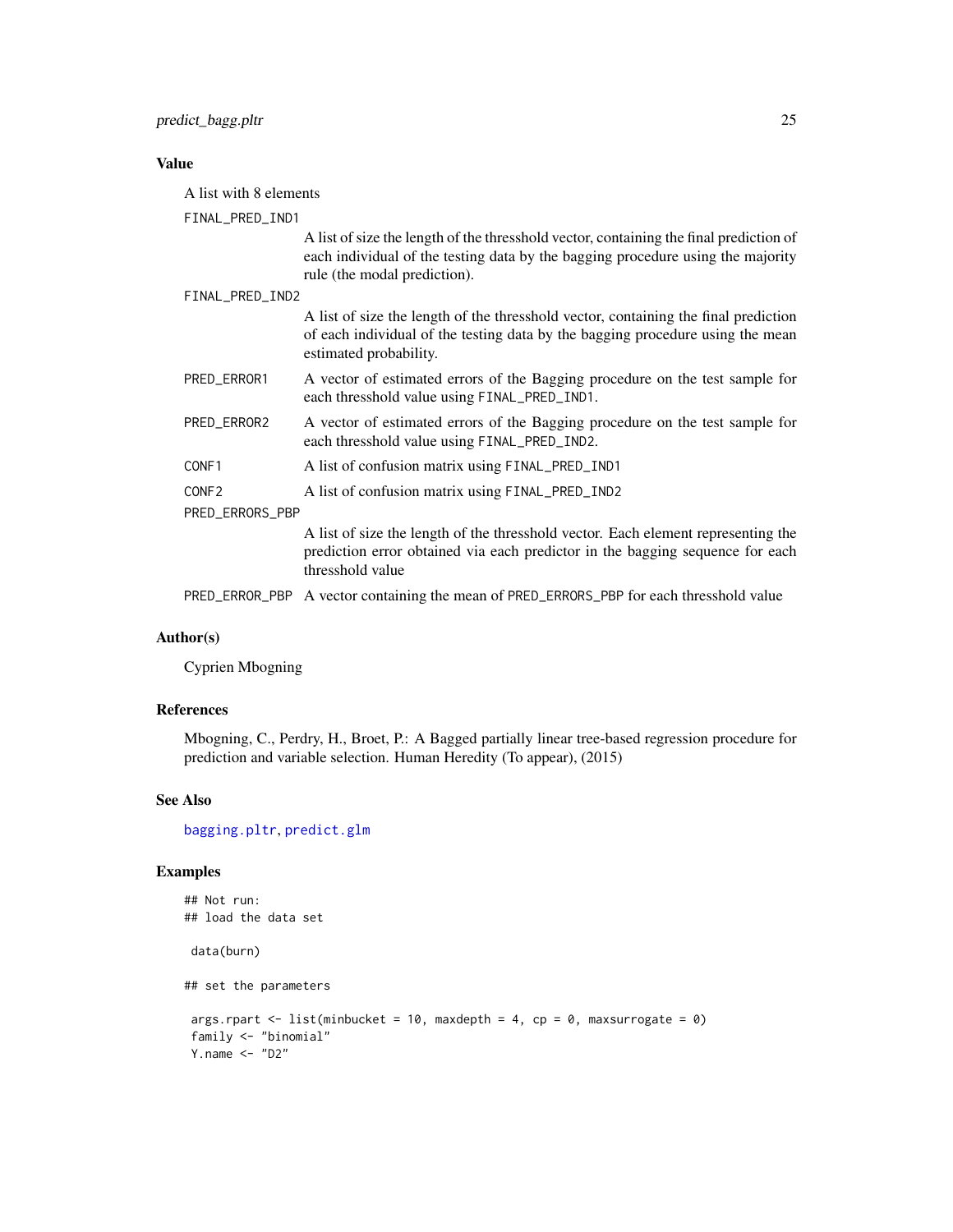### Value

A list with 8 elements

**FINAL_PRED_IND1**
A list of size the length of the thresshold vector, containing the final prediction of each individual of the testing data by the bagging procedure using the majority rule (the modal prediction).

**FINAL_PRED_IND2**
A list of size the length of the thresshold vector, containing the final prediction of each individual of the testing data by the bagging procedure using the mean estimated probability.

**PRED_ERROR1**
A vector of estimated errors of the Bagging procedure on the test sample for each thresshold value using `FINAL_PRED_IND1`.

**PRED_ERROR2**
A vector of estimated errors of the Bagging procedure on the test sample for each thresshold value using `FINAL_PRED_IND2`.

**CONF1**
A list of confusion matrix using `FINAL_PRED_IND1`

**CONF2**
A list of confusion matrix using `FINAL_PRED_IND2`

**PRED_ERRORS_PBP**
A list of size the length of the thresshold vector. Each element representing the prediction error obtained via each predictor in the bagging sequence for each thresshold value

**PRED_ERROR_PBP**
A vector containing the mean of `PRED_ERRORS_PBP` for each thresshold value

### Author(s)

Cyprien Mbogning

### References

Mbogning, C., Perdry, H., Broet, P.: A Bagged partially linear tree-based regression procedure for prediction and variable selection. Human Heredity (To appear), (2015)

### See Also

`bagging.pltr`, `predict.glm`

### Examples

```
## Not run:
## load the data set

 data(burn)

## set the parameters

 args.rpart <- list(minbucket = 10, maxdepth = 4, cp = 0, maxsurrogate = 0)
 family <- "binomial"
 Y.name <- "D2"
```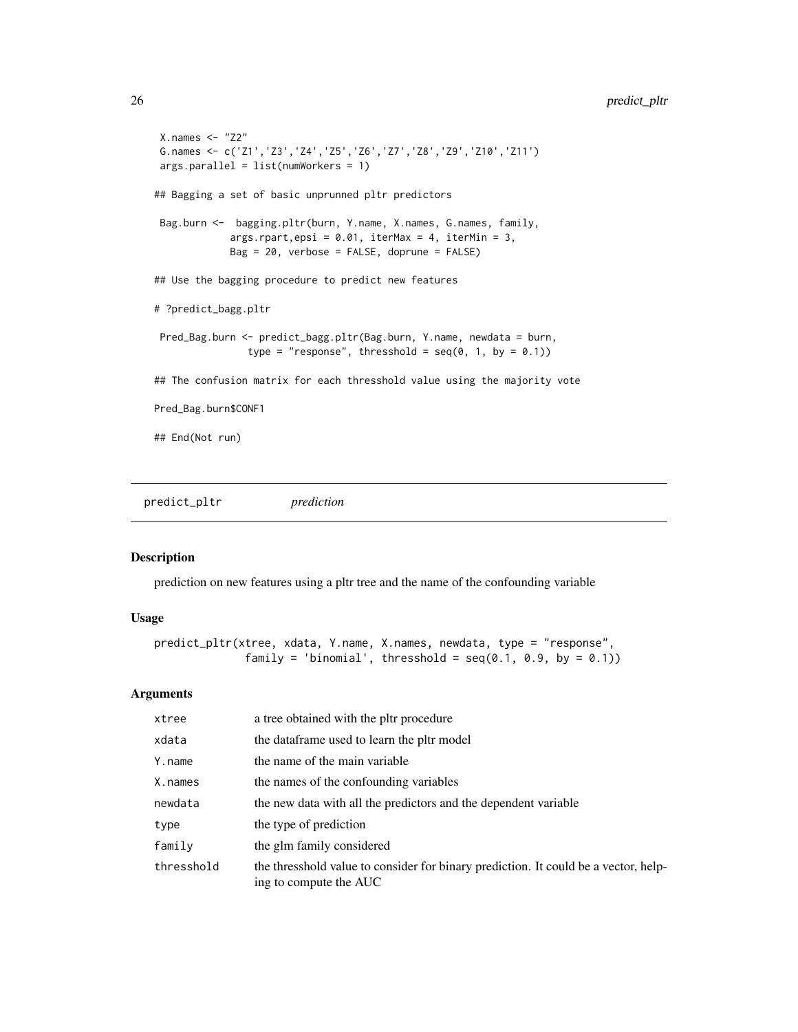```
 X.names <- "Z2"
 G.names <- c('Z1','Z3','Z4','Z5','Z6','Z7','Z8','Z9','Z10','Z11')
 args.parallel = list(numWorkers = 1)

## Bagging a set of basic unprunned pltr predictors

 Bag.burn <-  bagging.pltr(burn, Y.name, X.names, G.names, family,
             args.rpart,epsi = 0.01, iterMax = 4, iterMin = 3,
             Bag = 20, verbose = FALSE, doprune = FALSE)

## Use the bagging procedure to predict new features

# ?predict_bagg.pltr

 Pred_Bag.burn <- predict_bagg.pltr(Bag.burn, Y.name, newdata = burn,
                type = "response", thresshold = seq(0, 1, by = 0.1))

## The confusion matrix for each thresshold value using the majority vote

Pred_Bag.burn$CONF1

## End(Not run)
```

---

`predict_pltr` *prediction*

---

### Description

prediction on new features using a pltr tree and the name of the confounding variable

### Usage

```
predict_pltr(xtree, xdata, Y.name, X.names, newdata, type = "response",
             family = 'binomial', thresshold = seq(0.1, 0.9, by = 0.1))
```

### Arguments

| | |
|---|---|
| xtree | a tree obtained with the pltr procedure |
| xdata | the dataframe used to learn the pltr model |
| Y.name | the name of the main variable |
| X.names | the names of the confounding variables |
| newdata | the new data with all the predictors and the dependent variable |
| type | the type of prediction |
| family | the glm family considered |
| thresshold | the thresshold value to consider for binary prediction. It could be a vector, helping to compute the AUC |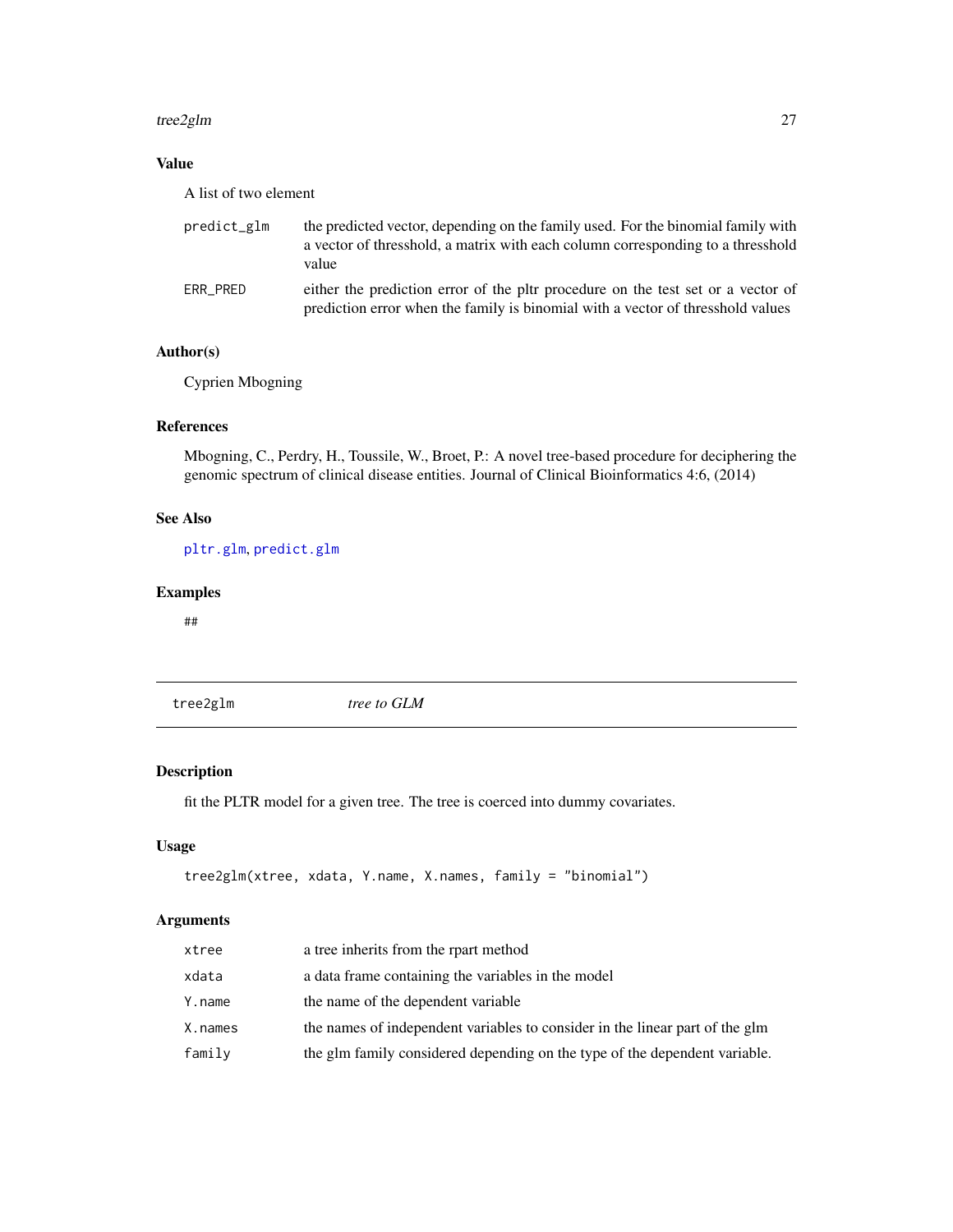### Value

A list of two element

| | |
|---|---|
| predict_glm | the predicted vector, depending on the family used. For the binomial family with a vector of thresshold, a matrix with each column corresponding to a thresshold value |
| ERR_PRED | either the prediction error of the pltr procedure on the test set or a vector of prediction error when the family is binomial with a vector of thresshold values |

### Author(s)

Cyprien Mbogning

### References

Mbogning, C., Perdry, H., Toussile, W., Broet, P.: A novel tree-based procedure for deciphering the genomic spectrum of clinical disease entities. Journal of Clinical Bioinformatics 4:6, (2014)

### See Also

pltr.glm, predict.glm

### Examples

```
##
```

---

## tree2glm — *tree to GLM*

### Description

fit the PLTR model for a given tree. The tree is coerced into dummy covariates.

### Usage

```
tree2glm(xtree, xdata, Y.name, X.names, family = "binomial")
```

### Arguments

| | |
|---|---|
| xtree | a tree inherits from the rpart method |
| xdata | a data frame containing the variables in the model |
| Y.name | the name of the dependent variable |
| X.names | the names of independent variables to consider in the linear part of the glm |
| family | the glm family considered depending on the type of the dependent variable. |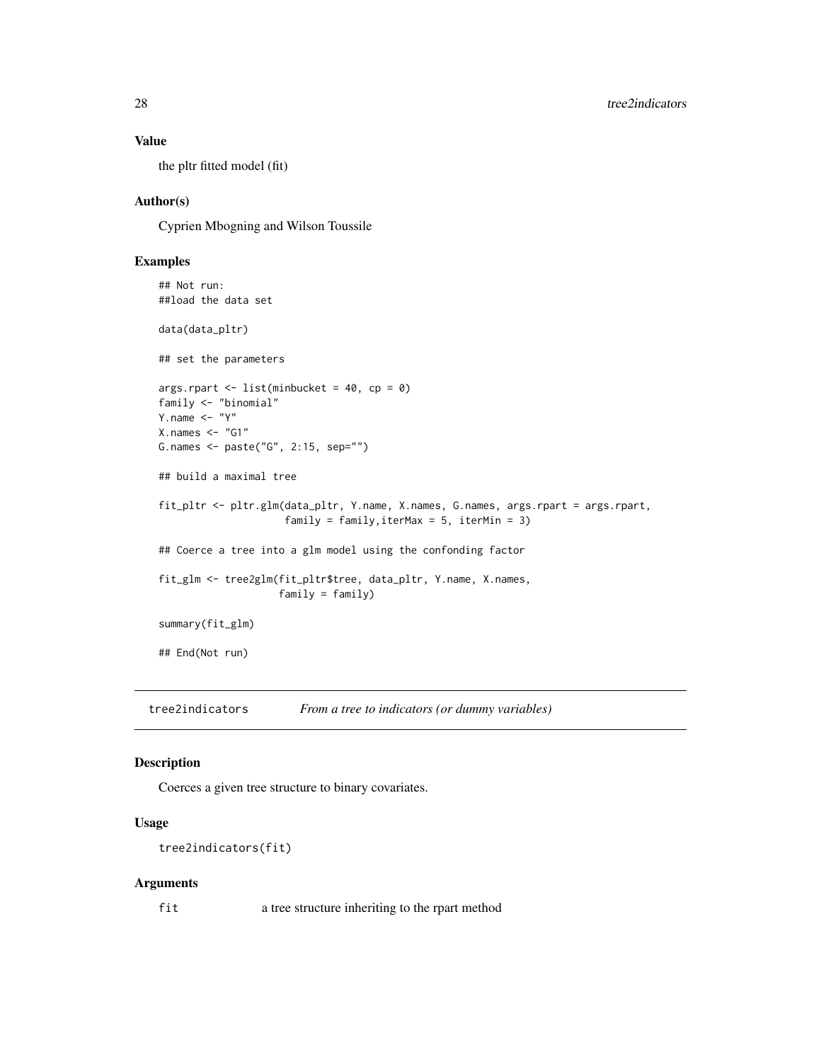### Value

the pltr fitted model (fit)

### Author(s)

Cyprien Mbogning and Wilson Toussile

### Examples

```
## Not run:
##load the data set

data(data_pltr)

## set the parameters

args.rpart <- list(minbucket = 40, cp = 0)
family <- "binomial"
Y.name <- "Y"
X.names <- "G1"
G.names <- paste("G", 2:15, sep="")

## build a maximal tree

fit_pltr <- pltr.glm(data_pltr, Y.name, X.names, G.names, args.rpart = args.rpart,
                     family = family,iterMax = 5, iterMin = 3)

## Coerce a tree into a glm model using the confonding factor

fit_glm <- tree2glm(fit_pltr$tree, data_pltr, Y.name, X.names,
                    family = family)

summary(fit_glm)

## End(Not run)
```

## tree2indicators *From a tree to indicators (or dummy variables)*

### Description

Coerces a given tree structure to binary covariates.

### Usage

```
tree2indicators(fit)
```

### Arguments

| | |
|---|---|
| fit | a tree structure inheriting to the rpart method |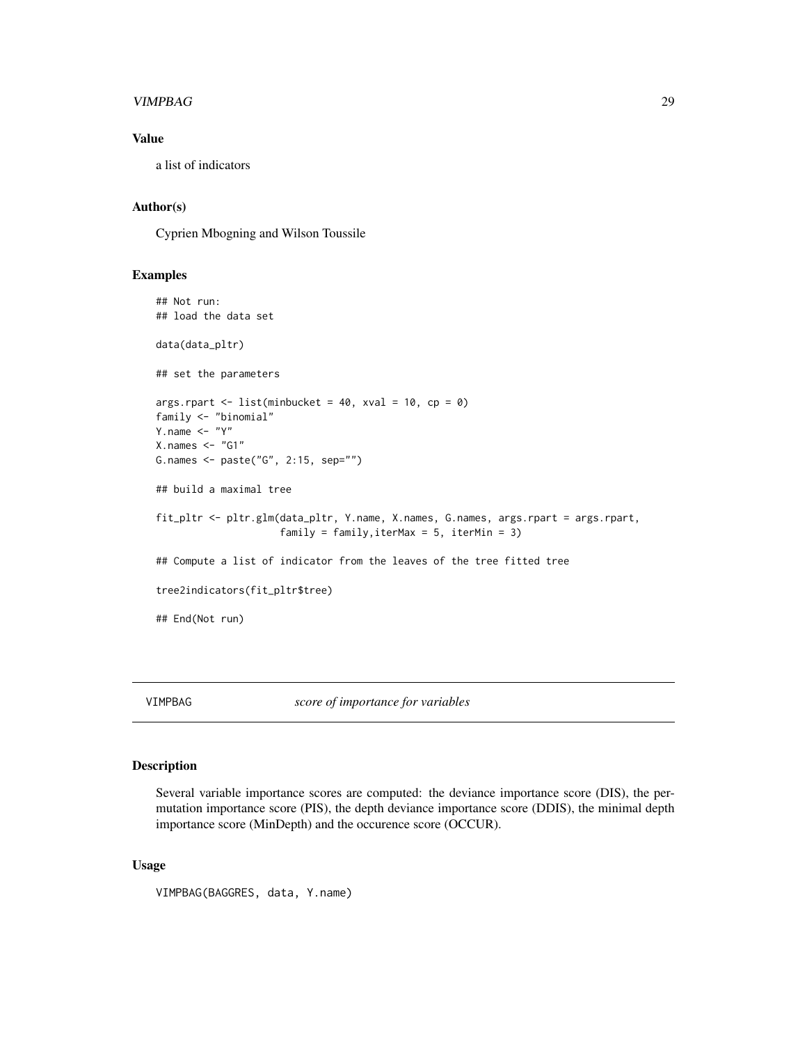### Value

a list of indicators

### Author(s)

Cyprien Mbogning and Wilson Toussile

### Examples

```
## Not run:
## load the data set

data(data_pltr)

## set the parameters

args.rpart <- list(minbucket = 40, xval = 10, cp = 0)
family <- "binomial"
Y.name <- "Y"
X.names <- "G1"
G.names <- paste("G", 2:15, sep="")

## build a maximal tree

fit_pltr <- pltr.glm(data_pltr, Y.name, X.names, G.names, args.rpart = args.rpart,
                     family = family,iterMax = 5, iterMin = 3)

## Compute a list of indicator from the leaves of the tree fitted tree

tree2indicators(fit_pltr$tree)

## End(Not run)
```

---

## VIMPBAG *score of importance for variables*

---

### Description

Several variable importance scores are computed: the deviance importance score (DIS), the permutation importance score (PIS), the depth deviance importance score (DDIS), the minimal depth importance score (MinDepth) and the occurence score (OCCUR).

### Usage

```
VIMPBAG(BAGGRES, data, Y.name)
```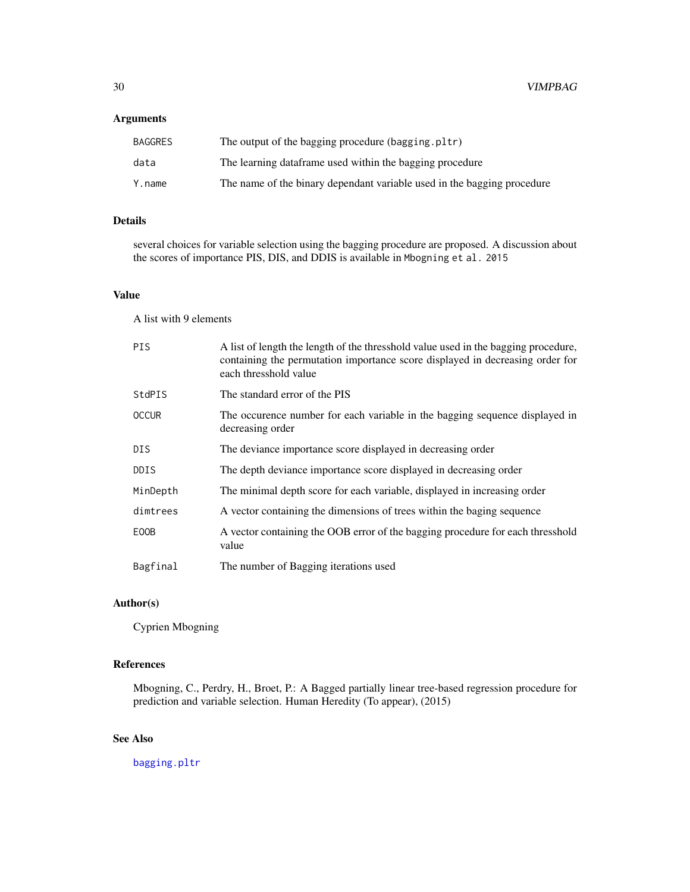### Arguments

| | |
|---|---|
| `BAGGRES` | The output of the bagging procedure (`bagging.pltr`) |
| `data` | The learning dataframe used within the bagging procedure |
| `Y.name` | The name of the binary dependant variable used in the bagging procedure |

### Details

several choices for variable selection using the bagging procedure are proposed. A discussion about the scores of importance PIS, DIS, and DDIS is available in `Mbogning et al. 2015`

### Value

A list with 9 elements

| | |
|---|---|
| `PIS` | A list of length the length of the thresshold value used in the bagging procedure, containing the permutation importance score displayed in decreasing order for each thresshold value |
| `StdPIS` | The standard error of the PIS |
| `OCCUR` | The occurence number for each variable in the bagging sequence displayed in decreasing order |
| `DIS` | The deviance importance score displayed in decreasing order |
| `DDIS` | The depth deviance importance score displayed in decreasing order |
| `MinDepth` | The minimal depth score for each variable, displayed in increasing order |
| `dimtrees` | A vector containing the dimensions of trees within the baging sequence |
| `EOOB` | A vector containing the OOB error of the bagging procedure for each thresshold value |
| `Bagfinal` | The number of Bagging iterations used |

### Author(s)

Cyprien Mbogning

### References

Mbogning, C., Perdry, H., Broet, P.: A Bagged partially linear tree-based regression procedure for prediction and variable selection. Human Heredity (To appear), (2015)

### See Also

`bagging.pltr`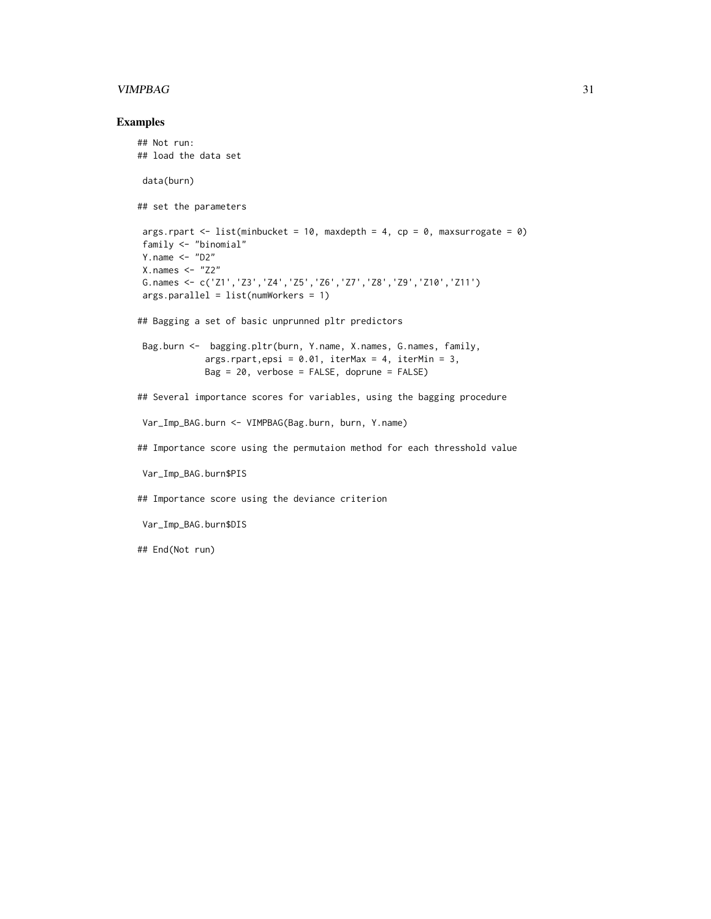## Examples

```
## Not run:
## load the data set

 data(burn)

## set the parameters

 args.rpart <- list(minbucket = 10, maxdepth = 4, cp = 0, maxsurrogate = 0)
 family <- "binomial"
 Y.name <- "D2"
 X.names <- "Z2"
 G.names <- c('Z1','Z3','Z4','Z5','Z6','Z7','Z8','Z9','Z10','Z11')
 args.parallel = list(numWorkers = 1)

## Bagging a set of basic unprunned pltr predictors

 Bag.burn <-  bagging.pltr(burn, Y.name, X.names, G.names, family,
             args.rpart,epsi = 0.01, iterMax = 4, iterMin = 3,
             Bag = 20, verbose = FALSE, doprune = FALSE)

## Several importance scores for variables, using the bagging procedure

 Var_Imp_BAG.burn <- VIMPBAG(Bag.burn, burn, Y.name)

## Importance score using the permutaion method for each thresshold value

 Var_Imp_BAG.burn$PIS

## Importance score using the deviance criterion

 Var_Imp_BAG.burn$DIS

## End(Not run)
```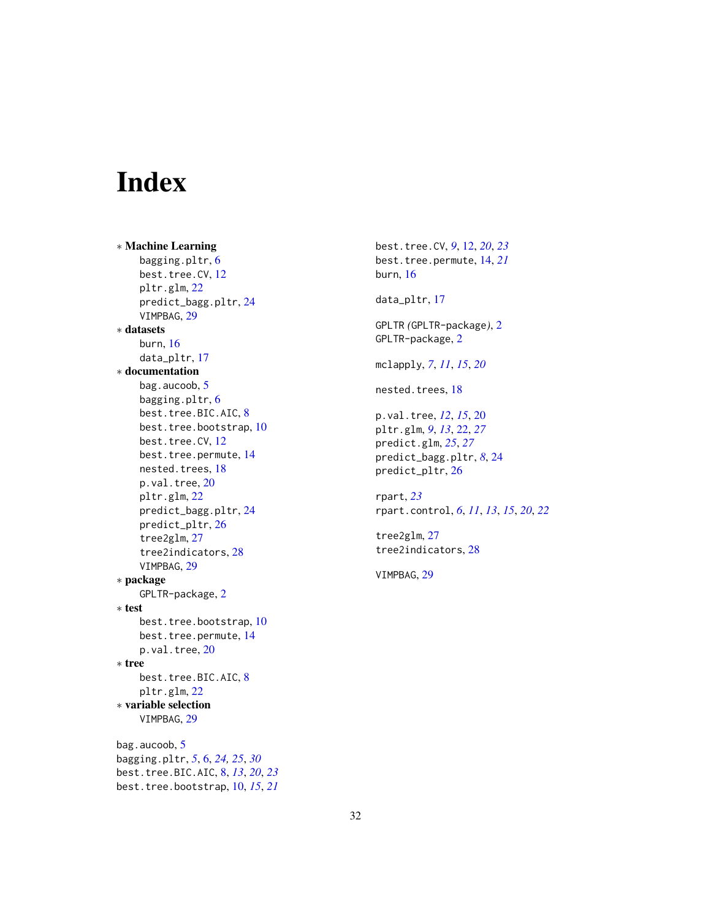# Index

∗ **Machine Learning**
  bagging.pltr, 6
  best.tree.CV, 12
  pltr.glm, 22
  predict_bagg.pltr, 24
  VIMPBAG, 29

∗ **datasets**
  burn, 16
  data_pltr, 17

∗ **documentation**
  bag.aucoob, 5
  bagging.pltr, 6
  best.tree.BIC.AIC, 8
  best.tree.bootstrap, 10
  best.tree.CV, 12
  best.tree.permute, 14
  nested.trees, 18
  p.val.tree, 20
  pltr.glm, 22
  predict_bagg.pltr, 24
  predict_pltr, 26
  tree2glm, 27
  tree2indicators, 28
  VIMPBAG, 29

∗ **package**
  GPLTR-package, 2

∗ **test**
  best.tree.bootstrap, 10
  best.tree.permute, 14
  p.val.tree, 20

∗ **tree**
  best.tree.BIC.AIC, 8
  pltr.glm, 22

∗ **variable selection**
  VIMPBAG, 29

bag.aucoob, 5
bagging.pltr, *5*, 6, *24*, *25*, *30*
best.tree.BIC.AIC, 8, *13*, *20*, *23*
best.tree.bootstrap, 10, *15*, *21*
best.tree.CV, *9*, 12, *20*, *23*
best.tree.permute, 14, *21*
burn, 16

data_pltr, 17

GPLTR *(*GPLTR-package*)*, 2
GPLTR-package, 2

mclapply, *7*, *11*, *15*, *20*

nested.trees, 18

p.val.tree, *12*, *15*, 20
pltr.glm, *9*, *13*, 22, *27*
predict.glm, *25*, *27*
predict_bagg.pltr, *8*, 24
predict_pltr, 26

rpart, *23*
rpart.control, *6*, *11*, *13*, *15*, *20*, *22*

tree2glm, 27
tree2indicators, 28

VIMPBAG, 29